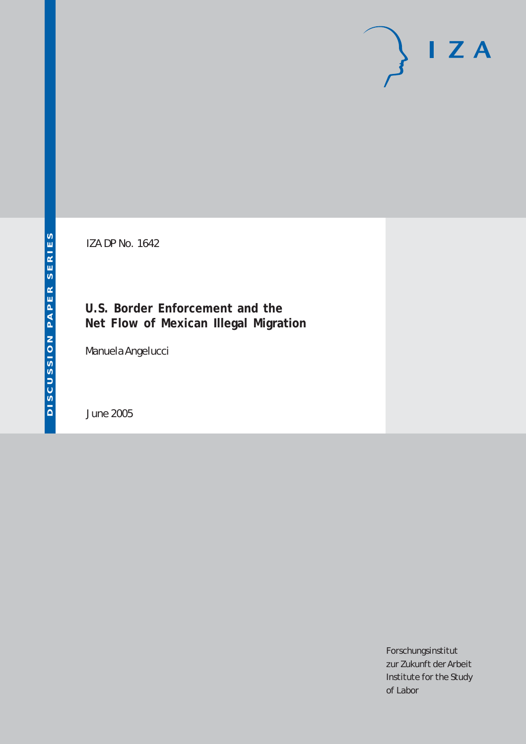DISCUSSION PAPER SERIES

IZA

IZA DP No. 1642

# U.S. Border Enforcement and the Net Flow of Mexican Illegal Migration

Manuela Angelucci

June 2005

Forschungsinstitut
zur Zukunft der Arbeit
Institute for the Study
of Labor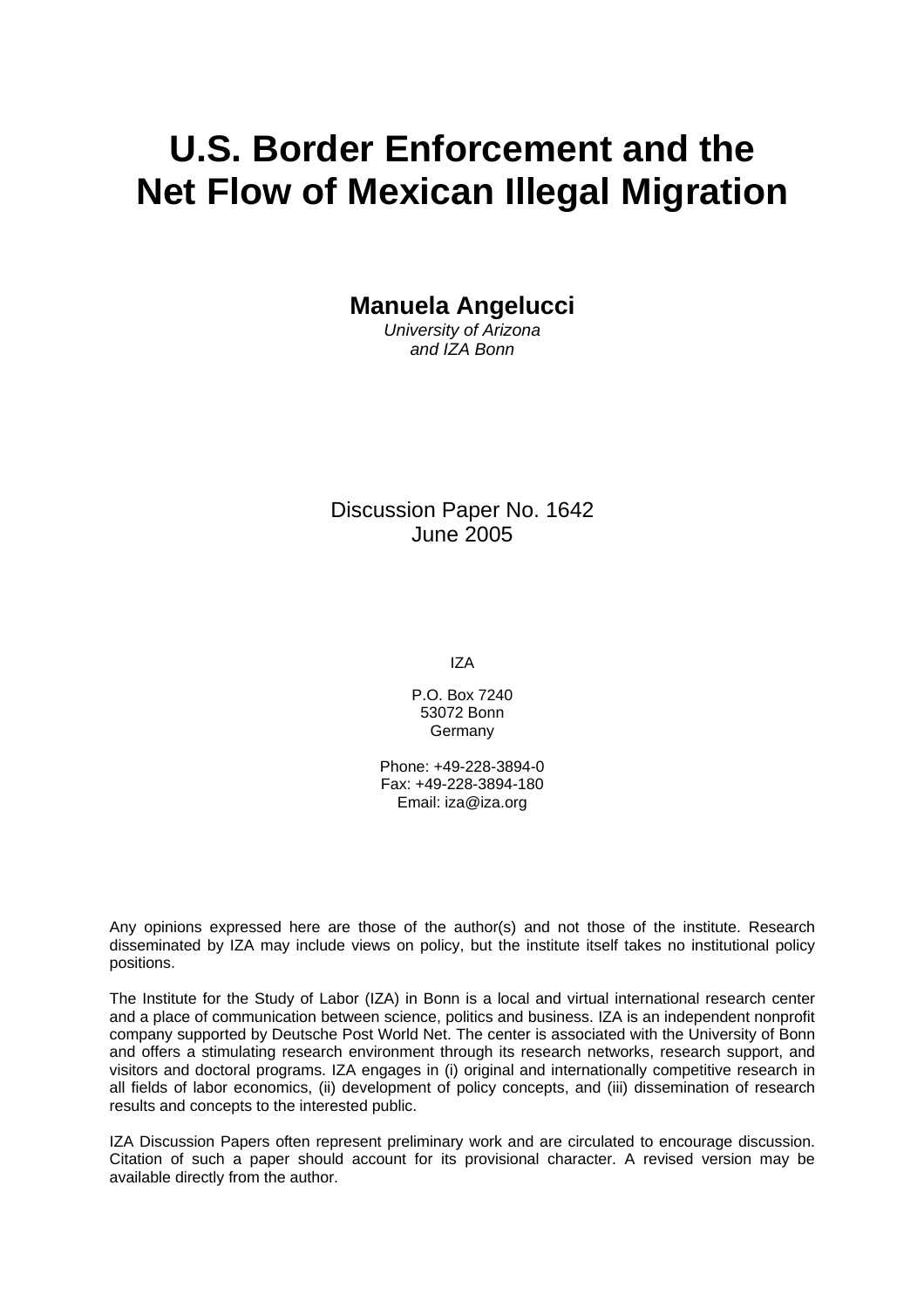# U.S. Border Enforcement and the Net Flow of Mexican Illegal Migration

**Manuela Angelucci**
*University of Arizona and IZA Bonn*

Discussion Paper No. 1642
June 2005

IZA

P.O. Box 7240
53072 Bonn
Germany

Phone: +49-228-3894-0
Fax: +49-228-3894-180
Email: iza@iza.org

Any opinions expressed here are those of the author(s) and not those of the institute. Research disseminated by IZA may include views on policy, but the institute itself takes no institutional policy positions.

The Institute for the Study of Labor (IZA) in Bonn is a local and virtual international research center and a place of communication between science, politics and business. IZA is an independent nonprofit company supported by Deutsche Post World Net. The center is associated with the University of Bonn and offers a stimulating research environment through its research networks, research support, and visitors and doctoral programs. IZA engages in (i) original and internationally competitive research in all fields of labor economics, (ii) development of policy concepts, and (iii) dissemination of research results and concepts to the interested public.

IZA Discussion Papers often represent preliminary work and are circulated to encourage discussion. Citation of such a paper should account for its provisional character. A revised version may be available directly from the author.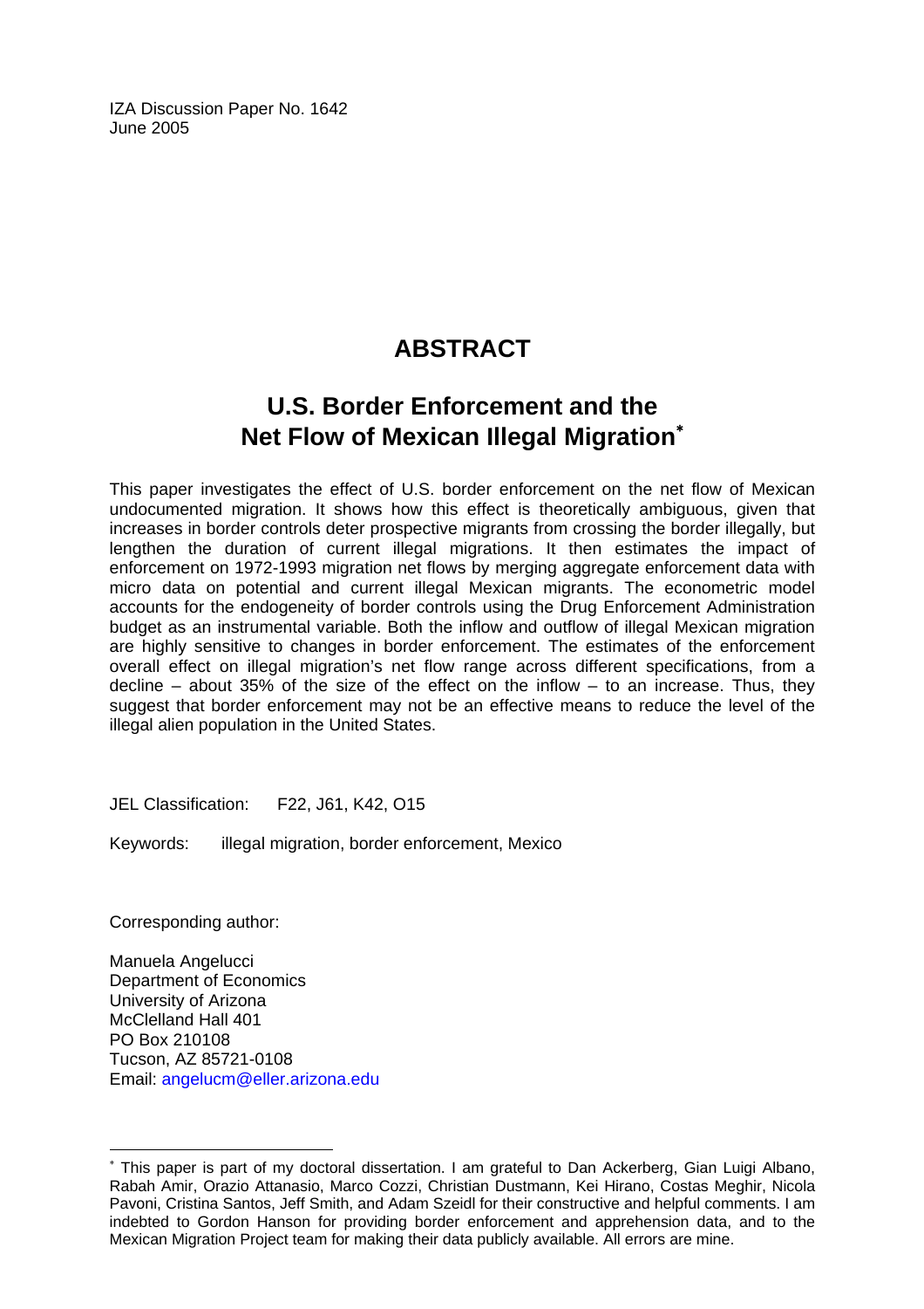IZA Discussion Paper No. 1642
June 2005

# ABSTRACT

## U.S. Border Enforcement and the Net Flow of Mexican Illegal Migration*

This paper investigates the effect of U.S. border enforcement on the net flow of Mexican undocumented migration. It shows how this effect is theoretically ambiguous, given that increases in border controls deter prospective migrants from crossing the border illegally, but lengthen the duration of current illegal migrations. It then estimates the impact of enforcement on 1972-1993 migration net flows by merging aggregate enforcement data with micro data on potential and current illegal Mexican migrants. The econometric model accounts for the endogeneity of border controls using the Drug Enforcement Administration budget as an instrumental variable. Both the inflow and outflow of illegal Mexican migration are highly sensitive to changes in border enforcement. The estimates of the enforcement overall effect on illegal migration's net flow range across different specifications, from a decline – about 35% of the size of the effect on the inflow – to an increase. Thus, they suggest that border enforcement may not be an effective means to reduce the level of the illegal alien population in the United States.

JEL Classification: F22, J61, K42, O15

Keywords: illegal migration, border enforcement, Mexico

Corresponding author:

Manuela Angelucci
Department of Economics
University of Arizona
McClelland Hall 401
PO Box 210108
Tucson, AZ 85721-0108
Email: angelucm@eller.arizona.edu

---

* This paper is part of my doctoral dissertation. I am grateful to Dan Ackerberg, Gian Luigi Albano, Rabah Amir, Orazio Attanasio, Marco Cozzi, Christian Dustmann, Kei Hirano, Costas Meghir, Nicola Pavoni, Cristina Santos, Jeff Smith, and Adam Szeidl for their constructive and helpful comments. I am indebted to Gordon Hanson for providing border enforcement and apprehension data, and to the Mexican Migration Project team for making their data publicly available. All errors are mine.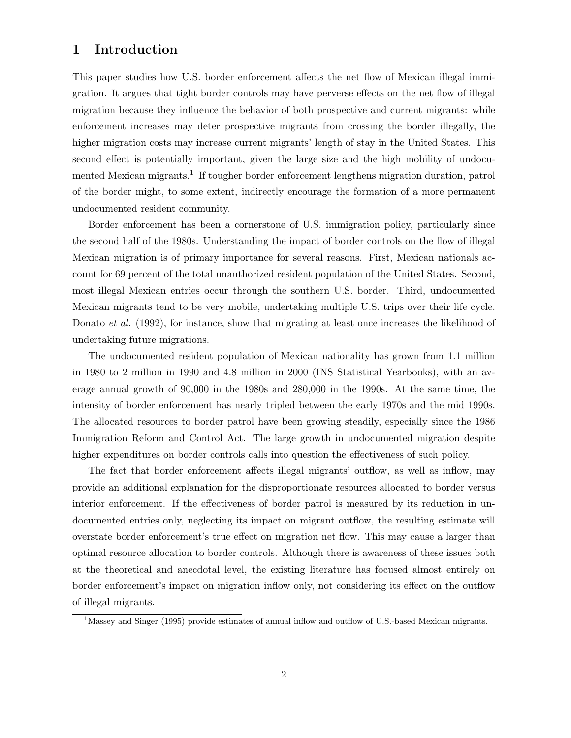# 1 Introduction

This paper studies how U.S. border enforcement affects the net flow of Mexican illegal immigration. It argues that tight border controls may have perverse effects on the net flow of illegal migration because they influence the behavior of both prospective and current migrants: while enforcement increases may deter prospective migrants from crossing the border illegally, the higher migration costs may increase current migrants' length of stay in the United States. This second effect is potentially important, given the large size and the high mobility of undocumented Mexican migrants.[1] If tougher border enforcement lengthens migration duration, patrol of the border might, to some extent, indirectly encourage the formation of a more permanent undocumented resident community.

Border enforcement has been a cornerstone of U.S. immigration policy, particularly since the second half of the 1980s. Understanding the impact of border controls on the flow of illegal Mexican migration is of primary importance for several reasons. First, Mexican nationals account for 69 percent of the total unauthorized resident population of the United States. Second, most illegal Mexican entries occur through the southern U.S. border. Third, undocumented Mexican migrants tend to be very mobile, undertaking multiple U.S. trips over their life cycle. Donato *et al.* (1992), for instance, show that migrating at least once increases the likelihood of undertaking future migrations.

The undocumented resident population of Mexican nationality has grown from 1.1 million in 1980 to 2 million in 1990 and 4.8 million in 2000 (INS Statistical Yearbooks), with an average annual growth of 90,000 in the 1980s and 280,000 in the 1990s. At the same time, the intensity of border enforcement has nearly tripled between the early 1970s and the mid 1990s. The allocated resources to border patrol have been growing steadily, especially since the 1986 Immigration Reform and Control Act. The large growth in undocumented migration despite higher expenditures on border controls calls into question the effectiveness of such policy.

The fact that border enforcement affects illegal migrants' outflow, as well as inflow, may provide an additional explanation for the disproportionate resources allocated to border versus interior enforcement. If the effectiveness of border patrol is measured by its reduction in undocumented entries only, neglecting its impact on migrant outflow, the resulting estimate will overstate border enforcement's true effect on migration net flow. This may cause a larger than optimal resource allocation to border controls. Although there is awareness of these issues both at the theoretical and anecdotal level, the existing literature has focused almost entirely on border enforcement's impact on migration inflow only, not considering its effect on the outflow of illegal migrants.

[1] Massey and Singer (1995) provide estimates of annual inflow and outflow of U.S.-based Mexican migrants.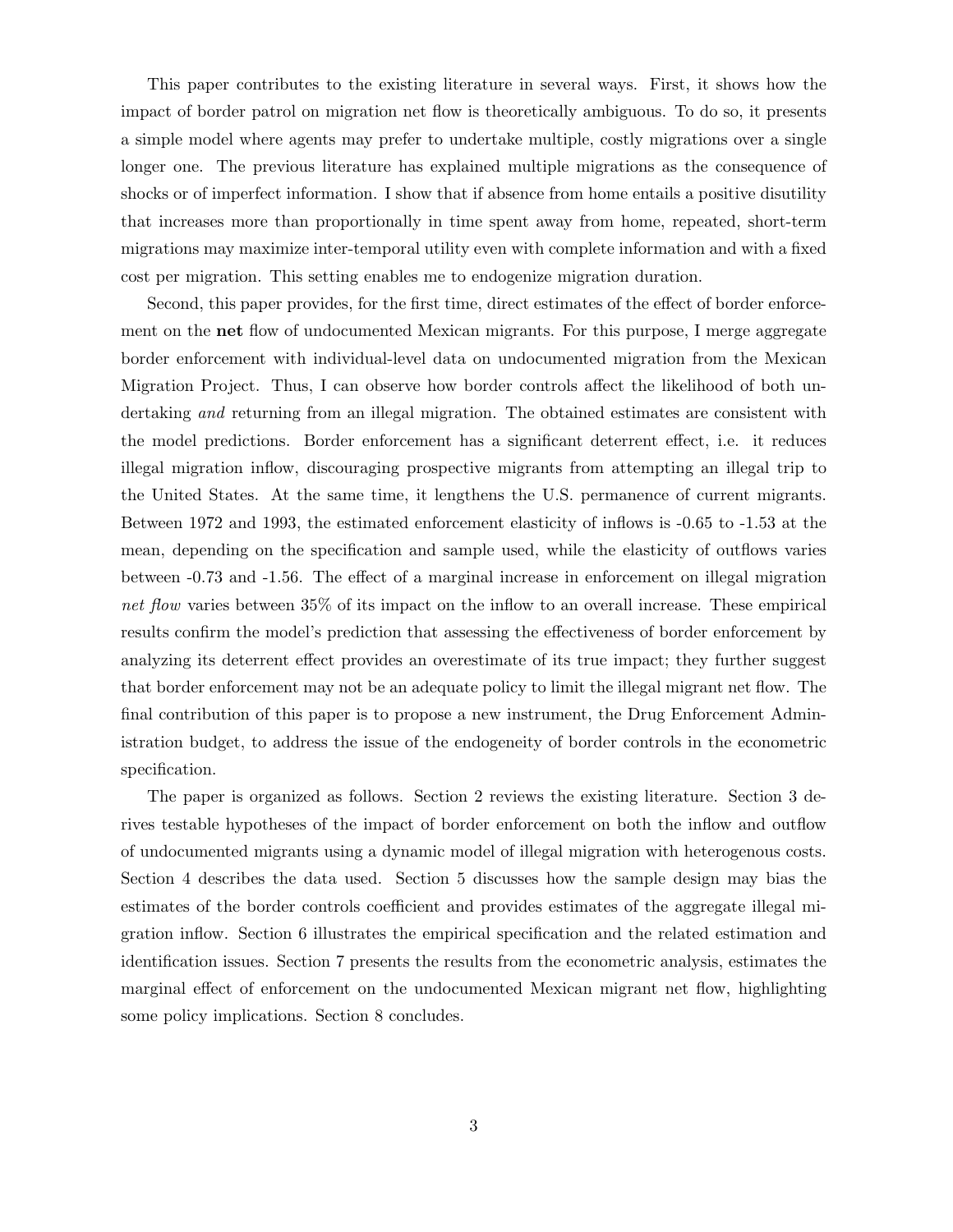This paper contributes to the existing literature in several ways. First, it shows how the impact of border patrol on migration net flow is theoretically ambiguous. To do so, it presents a simple model where agents may prefer to undertake multiple, costly migrations over a single longer one. The previous literature has explained multiple migrations as the consequence of shocks or of imperfect information. I show that if absence from home entails a positive disutility that increases more than proportionally in time spent away from home, repeated, short-term migrations may maximize inter-temporal utility even with complete information and with a fixed cost per migration. This setting enables me to endogenize migration duration.

Second, this paper provides, for the first time, direct estimates of the effect of border enforcement on the **net** flow of undocumented Mexican migrants. For this purpose, I merge aggregate border enforcement with individual-level data on undocumented migration from the Mexican Migration Project. Thus, I can observe how border controls affect the likelihood of both undertaking *and* returning from an illegal migration. The obtained estimates are consistent with the model predictions. Border enforcement has a significant deterrent effect, i.e. it reduces illegal migration inflow, discouraging prospective migrants from attempting an illegal trip to the United States. At the same time, it lengthens the U.S. permanence of current migrants. Between 1972 and 1993, the estimated enforcement elasticity of inflows is -0.65 to -1.53 at the mean, depending on the specification and sample used, while the elasticity of outflows varies between -0.73 and -1.56. The effect of a marginal increase in enforcement on illegal migration *net flow* varies between 35% of its impact on the inflow to an overall increase. These empirical results confirm the model's prediction that assessing the effectiveness of border enforcement by analyzing its deterrent effect provides an overestimate of its true impact; they further suggest that border enforcement may not be an adequate policy to limit the illegal migrant net flow. The final contribution of this paper is to propose a new instrument, the Drug Enforcement Administration budget, to address the issue of the endogeneity of border controls in the econometric specification.

The paper is organized as follows. Section 2 reviews the existing literature. Section 3 derives testable hypotheses of the impact of border enforcement on both the inflow and outflow of undocumented migrants using a dynamic model of illegal migration with heterogenous costs. Section 4 describes the data used. Section 5 discusses how the sample design may bias the estimates of the border controls coefficient and provides estimates of the aggregate illegal migration inflow. Section 6 illustrates the empirical specification and the related estimation and identification issues. Section 7 presents the results from the econometric analysis, estimates the marginal effect of enforcement on the undocumented Mexican migrant net flow, highlighting some policy implications. Section 8 concludes.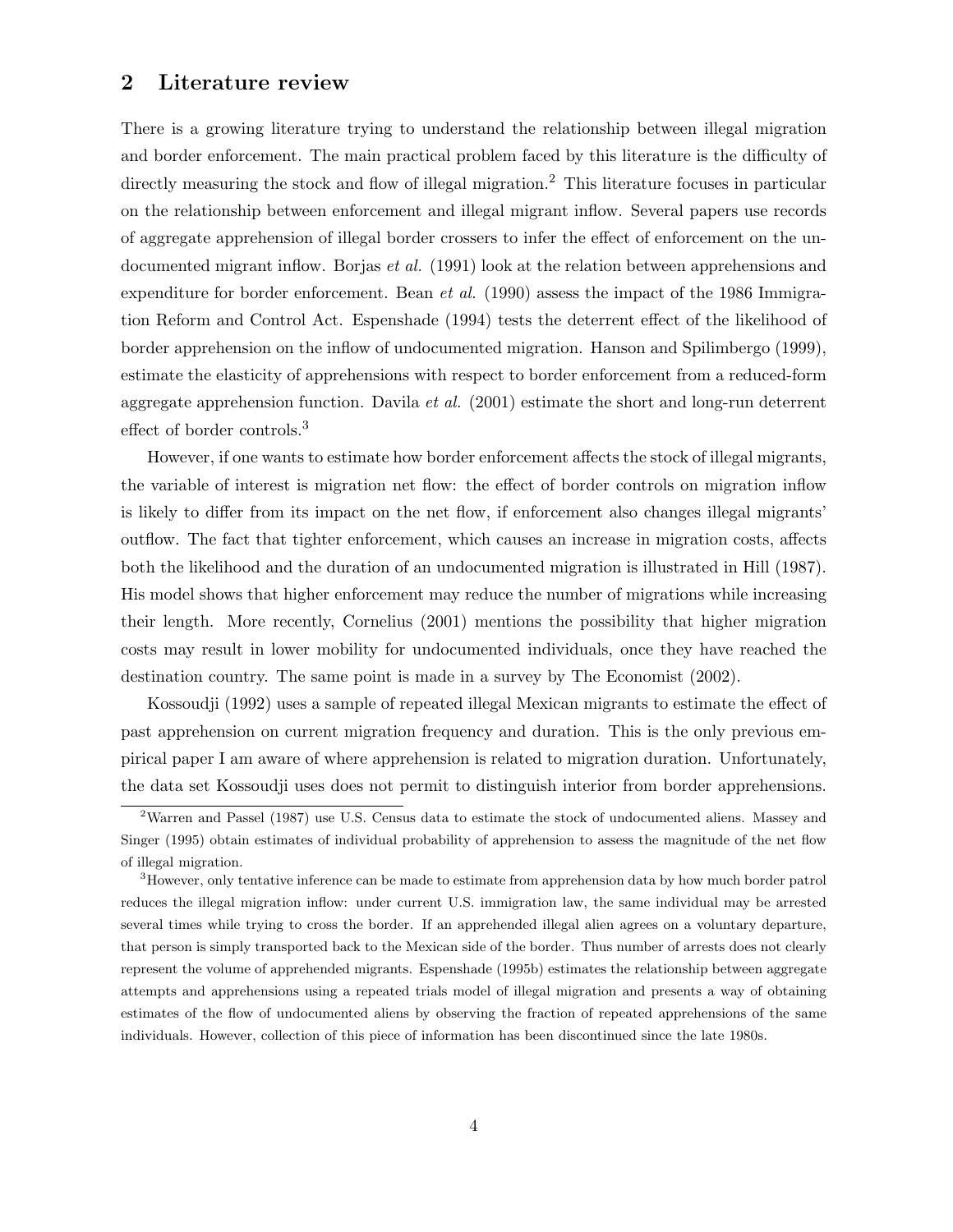## 2 Literature review

There is a growing literature trying to understand the relationship between illegal migration and border enforcement. The main practical problem faced by this literature is the difficulty of directly measuring the stock and flow of illegal migration.[2] This literature focuses in particular on the relationship between enforcement and illegal migrant inflow. Several papers use records of aggregate apprehension of illegal border crossers to infer the effect of enforcement on the undocumented migrant inflow. Borjas *et al.* (1991) look at the relation between apprehensions and expenditure for border enforcement. Bean *et al.* (1990) assess the impact of the 1986 Immigration Reform and Control Act. Espenshade (1994) tests the deterrent effect of the likelihood of border apprehension on the inflow of undocumented migration. Hanson and Spilimbergo (1999), estimate the elasticity of apprehensions with respect to border enforcement from a reduced-form aggregate apprehension function. Davila *et al.* (2001) estimate the short and long-run deterrent effect of border controls.[3]

However, if one wants to estimate how border enforcement affects the stock of illegal migrants, the variable of interest is migration net flow: the effect of border controls on migration inflow is likely to differ from its impact on the net flow, if enforcement also changes illegal migrants' outflow. The fact that tighter enforcement, which causes an increase in migration costs, affects both the likelihood and the duration of an undocumented migration is illustrated in Hill (1987). His model shows that higher enforcement may reduce the number of migrations while increasing their length. More recently, Cornelius (2001) mentions the possibility that higher migration costs may result in lower mobility for undocumented individuals, once they have reached the destination country. The same point is made in a survey by The Economist (2002).

Kossoudji (1992) uses a sample of repeated illegal Mexican migrants to estimate the effect of past apprehension on current migration frequency and duration. This is the only previous empirical paper I am aware of where apprehension is related to migration duration. Unfortunately, the data set Kossoudji uses does not permit to distinguish interior from border apprehensions.

[2] Warren and Passel (1987) use U.S. Census data to estimate the stock of undocumented aliens. Massey and Singer (1995) obtain estimates of individual probability of apprehension to assess the magnitude of the net flow of illegal migration.

[3] However, only tentative inference can be made to estimate from apprehension data by how much border patrol reduces the illegal migration inflow: under current U.S. immigration law, the same individual may be arrested several times while trying to cross the border. If an apprehended illegal alien agrees on a voluntary departure, that person is simply transported back to the Mexican side of the border. Thus number of arrests does not clearly represent the volume of apprehended migrants. Espenshade (1995b) estimates the relationship between aggregate attempts and apprehensions using a repeated trials model of illegal migration and presents a way of obtaining estimates of the flow of undocumented aliens by observing the fraction of repeated apprehensions of the same individuals. However, collection of this piece of information has been discontinued since the late 1980s.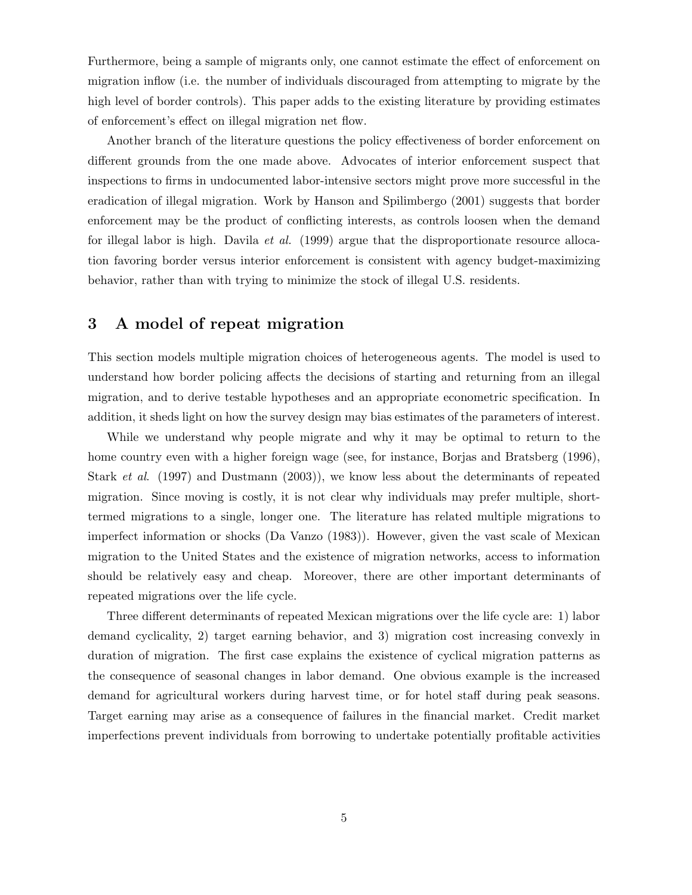Furthermore, being a sample of migrants only, one cannot estimate the effect of enforcement on migration inflow (i.e. the number of individuals discouraged from attempting to migrate by the high level of border controls). This paper adds to the existing literature by providing estimates of enforcement's effect on illegal migration net flow.

Another branch of the literature questions the policy effectiveness of border enforcement on different grounds from the one made above. Advocates of interior enforcement suspect that inspections to firms in undocumented labor-intensive sectors might prove more successful in the eradication of illegal migration. Work by Hanson and Spilimbergo (2001) suggests that border enforcement may be the product of conflicting interests, as controls loosen when the demand for illegal labor is high. Davila *et al.* (1999) argue that the disproportionate resource allocation favoring border versus interior enforcement is consistent with agency budget-maximizing behavior, rather than with trying to minimize the stock of illegal U.S. residents.

## 3 A model of repeat migration

This section models multiple migration choices of heterogeneous agents. The model is used to understand how border policing affects the decisions of starting and returning from an illegal migration, and to derive testable hypotheses and an appropriate econometric specification. In addition, it sheds light on how the survey design may bias estimates of the parameters of interest.

While we understand why people migrate and why it may be optimal to return to the home country even with a higher foreign wage (see, for instance, Borjas and Bratsberg (1996), Stark *et al*. (1997) and Dustmann (2003)), we know less about the determinants of repeated migration. Since moving is costly, it is not clear why individuals may prefer multiple, short-termed migrations to a single, longer one. The literature has related multiple migrations to imperfect information or shocks (Da Vanzo (1983)). However, given the vast scale of Mexican migration to the United States and the existence of migration networks, access to information should be relatively easy and cheap. Moreover, there are other important determinants of repeated migrations over the life cycle.

Three different determinants of repeated Mexican migrations over the life cycle are: 1) labor demand cyclicality, 2) target earning behavior, and 3) migration cost increasing convexly in duration of migration. The first case explains the existence of cyclical migration patterns as the consequence of seasonal changes in labor demand. One obvious example is the increased demand for agricultural workers during harvest time, or for hotel staff during peak seasons. Target earning may arise as a consequence of failures in the financial market. Credit market imperfections prevent individuals from borrowing to undertake potentially profitable activities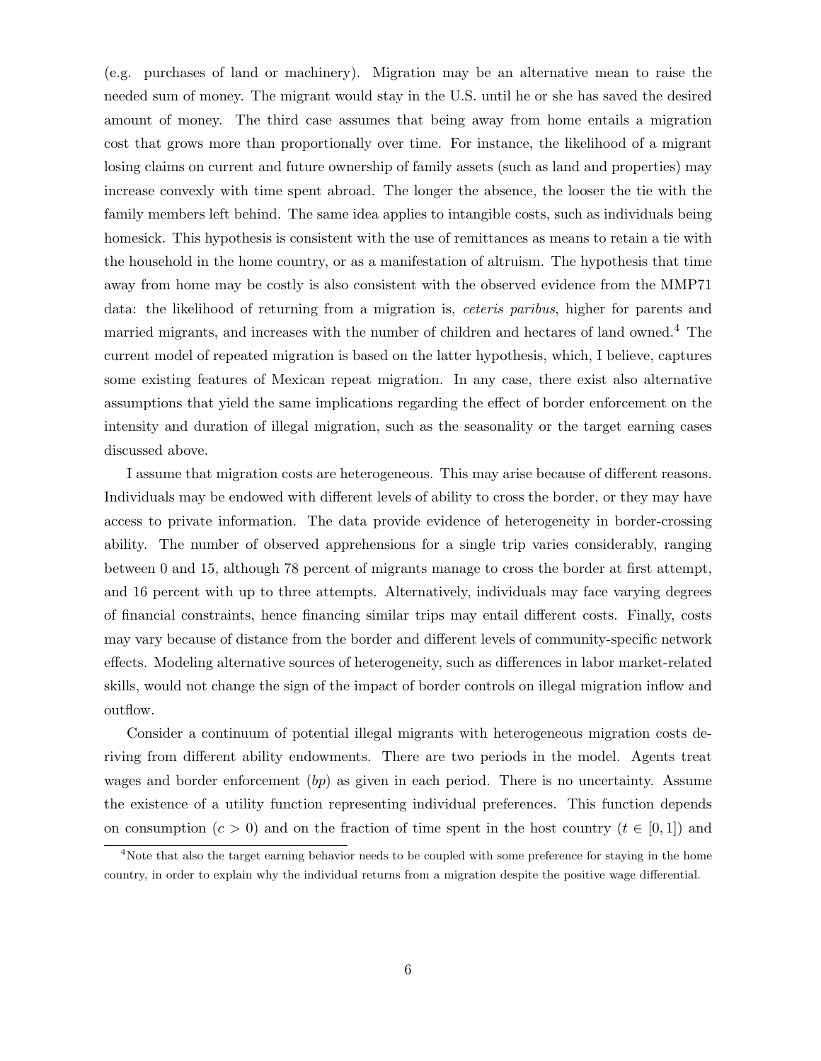(e.g. purchases of land or machinery). Migration may be an alternative mean to raise the needed sum of money. The migrant would stay in the U.S. until he or she has saved the desired amount of money. The third case assumes that being away from home entails a migration cost that grows more than proportionally over time. For instance, the likelihood of a migrant losing claims on current and future ownership of family assets (such as land and properties) may increase convexly with time spent abroad. The longer the absence, the looser the tie with the family members left behind. The same idea applies to intangible costs, such as individuals being homesick. This hypothesis is consistent with the use of remittances as means to retain a tie with the household in the home country, or as a manifestation of altruism. The hypothesis that time away from home may be costly is also consistent with the observed evidence from the MMP71 data: the likelihood of returning from a migration is, *ceteris paribus*, higher for parents and married migrants, and increases with the number of children and hectares of land owned.[4] The current model of repeated migration is based on the latter hypothesis, which, I believe, captures some existing features of Mexican repeat migration. In any case, there exist also alternative assumptions that yield the same implications regarding the effect of border enforcement on the intensity and duration of illegal migration, such as the seasonality or the target earning cases discussed above.

I assume that migration costs are heterogeneous. This may arise because of different reasons. Individuals may be endowed with different levels of ability to cross the border, or they may have access to private information. The data provide evidence of heterogeneity in border-crossing ability. The number of observed apprehensions for a single trip varies considerably, ranging between 0 and 15, although 78 percent of migrants manage to cross the border at first attempt, and 16 percent with up to three attempts. Alternatively, individuals may face varying degrees of financial constraints, hence financing similar trips may entail different costs. Finally, costs may vary because of distance from the border and different levels of community-specific network effects. Modeling alternative sources of heterogeneity, such as differences in labor market-related skills, would not change the sign of the impact of border controls on illegal migration inflow and outflow.

Consider a continuum of potential illegal migrants with heterogeneous migration costs deriving from different ability endowments. There are two periods in the model. Agents treat wages and border enforcement ($bp$) as given in each period. There is no uncertainty. Assume the existence of a utility function representing individual preferences. This function depends on consumption ($c > 0$) and on the fraction of time spent in the host country ($t \in [0, 1]$) and

[4] Note that also the target earning behavior needs to be coupled with some preference for staying in the home country, in order to explain why the individual returns from a migration despite the positive wage differential.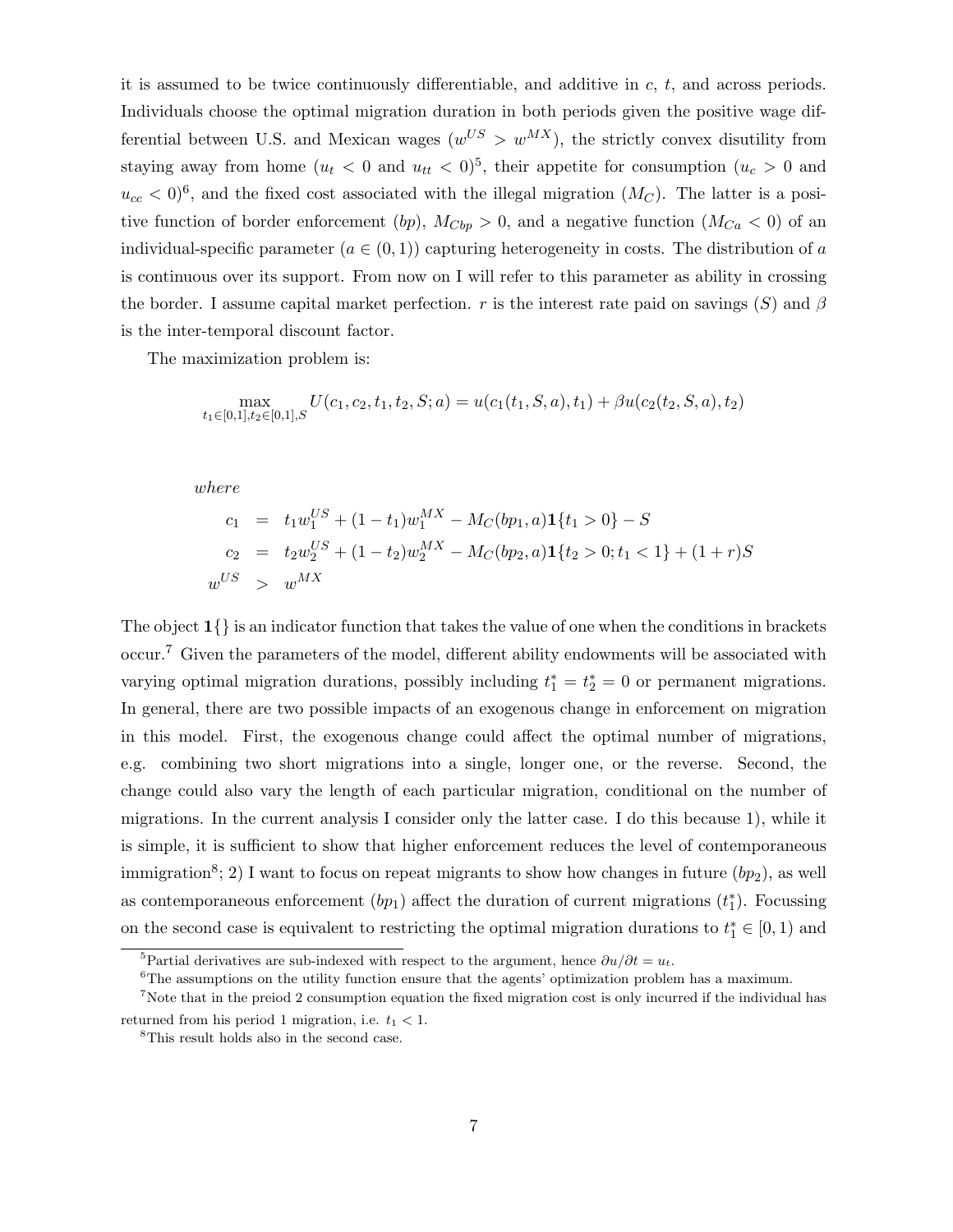it is assumed to be twice continuously differentiable, and additive in $c$, $t$, and across periods. Individuals choose the optimal migration duration in both periods given the positive wage differential between U.S. and Mexican wages ($w^{US} > w^{MX}$), the strictly convex disutility from staying away from home ($u_t < 0$ and $u_{tt} < 0$)[5], their appetite for consumption ($u_c > 0$ and $u_{cc} < 0$)[6], and the fixed cost associated with the illegal migration ($M_C$). The latter is a positive function of border enforcement ($bp$), $M_{Cbp} > 0$, and a negative function ($M_{Ca} < 0$) of an individual-specific parameter ($a \in (0,1)$) capturing heterogeneity in costs. The distribution of $a$ is continuous over its support. From now on I will refer to this parameter as ability in crossing the border. I assume capital market perfection. $r$ is the interest rate paid on savings ($S$) and $\beta$ is the inter-temporal discount factor.

The maximization problem is:

$$\max_{t_1 \in [0,1], t_2 \in [0,1], S} U(c_1, c_2, t_1, t_2, S; a) = u(c_1(t_1, S, a), t_1) + \beta u(c_2(t_2, S, a), t_2)$$

*where*

$$\begin{aligned}
c_1 &= t_1 w_1^{US} + (1-t_1) w_1^{MX} - M_C(bp_1, a)\mathbf{1}\{t_1 > 0\} - S \\
c_2 &= t_2 w_2^{US} + (1-t_2) w_2^{MX} - M_C(bp_2, a)\mathbf{1}\{t_2 > 0; t_1 < 1\} + (1+r)S \\
w^{US} &> w^{MX}
\end{aligned}$$

The object $\mathbf{1}\{\}$ is an indicator function that takes the value of one when the conditions in brackets occur.[7] Given the parameters of the model, different ability endowments will be associated with varying optimal migration durations, possibly including $t_1^* = t_2^* = 0$ or permanent migrations. In general, there are two possible impacts of an exogenous change in enforcement on migration in this model. First, the exogenous change could affect the optimal number of migrations, e.g. combining two short migrations into a single, longer one, or the reverse. Second, the change could also vary the length of each particular migration, conditional on the number of migrations. In the current analysis I consider only the latter case. I do this because 1), while it is simple, it is sufficient to show that higher enforcement reduces the level of contemporaneous immigration[8]; 2) I want to focus on repeat migrants to show how changes in future ($bp_2$), as well as contemporaneous enforcement ($bp_1$) affect the duration of current migrations ($t_1^*$). Focussing on the second case is equivalent to restricting the optimal migration durations to $t_1^* \in [0,1)$ and

[5] Partial derivatives are sub-indexed with respect to the argument, hence $\partial u / \partial t = u_t$.

[6] The assumptions on the utility function ensure that the agents' optimization problem has a maximum.

[7] Note that in the preiod 2 consumption equation the fixed migration cost is only incurred if the individual has returned from his period 1 migration, i.e. $t_1 < 1$.

[8] This result holds also in the second case.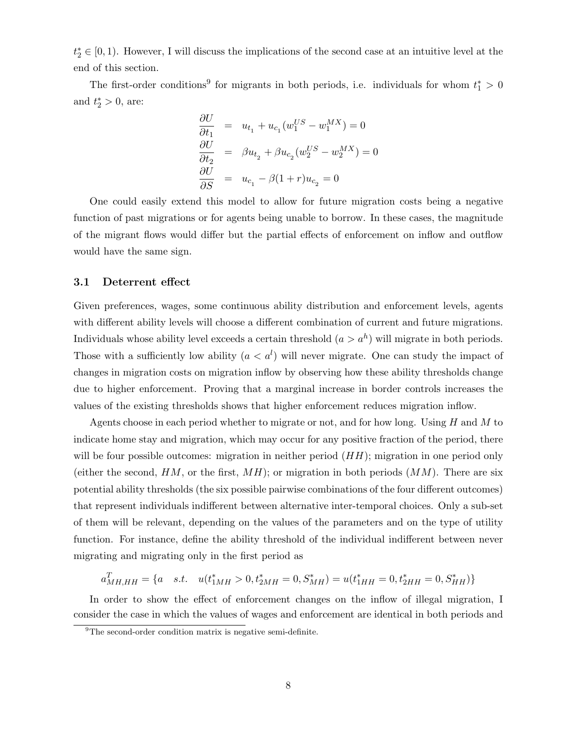$t_2^* \in [0, 1)$. However, I will discuss the implications of the second case at an intuitive level at the end of this section.

The first-order conditions[9] for migrants in both periods, i.e. individuals for whom $t_1^* > 0$ and $t_2^* > 0$, are:

$$
\begin{aligned}
\frac{\partial U}{\partial t_1} &= u_{t_1} + u_{c_1}(w_1^{US} - w_1^{MX}) = 0 \\
\frac{\partial U}{\partial t_2} &= \beta u_{t_2} + \beta u_{c_2}(w_2^{US} - w_2^{MX}) = 0 \\
\frac{\partial U}{\partial S} &= u_{c_1} - \beta(1+r)u_{c_2} = 0
\end{aligned}
$$

One could easily extend this model to allow for future migration costs being a negative function of past migrations or for agents being unable to borrow. In these cases, the magnitude of the migrant flows would differ but the partial effects of enforcement on inflow and outflow would have the same sign.

### 3.1 Deterrent effect

Given preferences, wages, some continuous ability distribution and enforcement levels, agents with different ability levels will choose a different combination of current and future migrations. Individuals whose ability level exceeds a certain threshold ($a > a^h$) will migrate in both periods. Those with a sufficiently low ability ($a < a^l$) will never migrate. One can study the impact of changes in migration costs on migration inflow by observing how these ability thresholds change due to higher enforcement. Proving that a marginal increase in border controls increases the values of the existing thresholds shows that higher enforcement reduces migration inflow.

Agents choose in each period whether to migrate or not, and for how long. Using $H$ and $M$ to indicate home stay and migration, which may occur for any positive fraction of the period, there will be four possible outcomes: migration in neither period ($HH$); migration in one period only (either the second, $HM$, or the first, $MH$); or migration in both periods ($MM$). There are six potential ability thresholds (the six possible pairwise combinations of the four different outcomes) that represent individuals indifferent between alternative inter-temporal choices. Only a sub-set of them will be relevant, depending on the values of the parameters and on the type of utility function. For instance, define the ability threshold of the individual indifferent between never migrating and migrating only in the first period as

$$
a^T_{MH,HH} = \{a \quad s.t. \quad u(t^*_{1MH} > 0, t^*_{2MH} = 0, S^*_{MH}) = u(t^*_{1HH} = 0, t^*_{2HH} = 0, S^*_{HH})\}
$$

In order to show the effect of enforcement changes on the inflow of illegal migration, I consider the case in which the values of wages and enforcement are identical in both periods and

[9] The second-order condition matrix is negative semi-definite.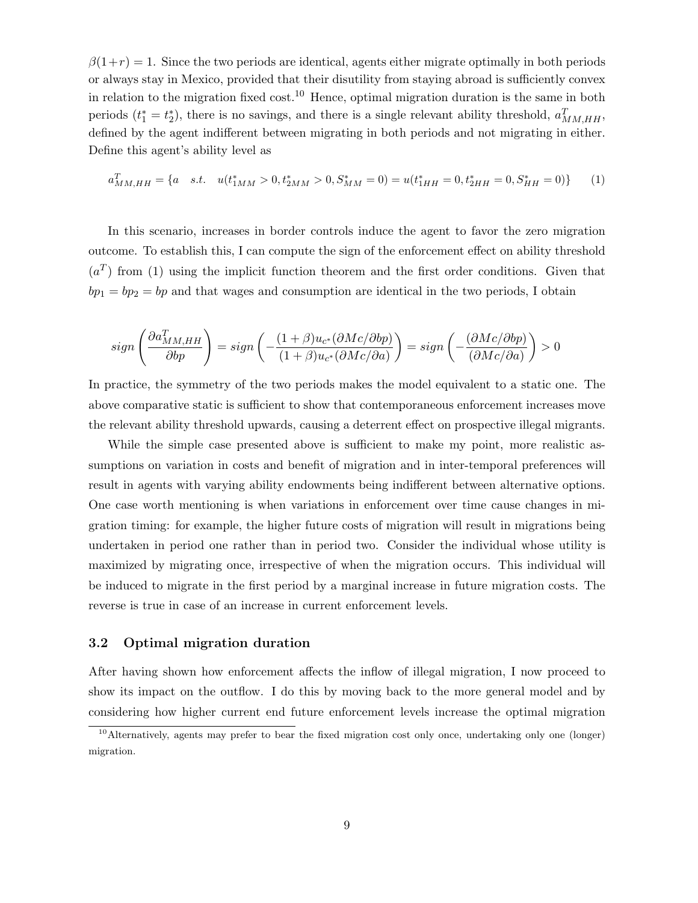$\beta(1+r) = 1$. Since the two periods are identical, agents either migrate optimally in both periods or always stay in Mexico, provided that their disutility from staying abroad is sufficiently convex in relation to the migration fixed cost.[10] Hence, optimal migration duration is the same in both periods ($t_1^* = t_2^*$), there is no savings, and there is a single relevant ability threshold, $a^T_{MM,HH}$, defined by the agent indifferent between migrating in both periods and not migrating in either. Define this agent's ability level as

$$a^T_{MM,HH} = \{a \quad s.t. \quad u(t^*_{1MM} > 0, t^*_{2MM} > 0, S^*_{MM} = 0) = u(t^*_{1HH} = 0, t^*_{2HH} = 0, S^*_{HH} = 0)\} \qquad (1)$$

In this scenario, increases in border controls induce the agent to favor the zero migration outcome. To establish this, I can compute the sign of the enforcement effect on ability threshold ($a^T$) from (1) using the implicit function theorem and the first order conditions. Given that $bp_1 = bp_2 = bp$ and that wages and consumption are identical in the two periods, I obtain

$$sign\left(\frac{\partial a^T_{MM,HH}}{\partial bp}\right) = sign\left(-\frac{(1+\beta)u_{c^*}(\partial Mc/\partial bp)}{(1+\beta)u_{c^*}(\partial Mc/\partial a)}\right) = sign\left(-\frac{(\partial Mc/\partial bp)}{(\partial Mc/\partial a)}\right) > 0$$

In practice, the symmetry of the two periods makes the model equivalent to a static one. The above comparative static is sufficient to show that contemporaneous enforcement increases move the relevant ability threshold upwards, causing a deterrent effect on prospective illegal migrants.

While the simple case presented above is sufficient to make my point, more realistic assumptions on variation in costs and benefit of migration and in inter-temporal preferences will result in agents with varying ability endowments being indifferent between alternative options. One case worth mentioning is when variations in enforcement over time cause changes in migration timing: for example, the higher future costs of migration will result in migrations being undertaken in period one rather than in period two. Consider the individual whose utility is maximized by migrating once, irrespective of when the migration occurs. This individual will be induced to migrate in the first period by a marginal increase in future migration costs. The reverse is true in case of an increase in current enforcement levels.

### 3.2 Optimal migration duration

After having shown how enforcement affects the inflow of illegal migration, I now proceed to show its impact on the outflow. I do this by moving back to the more general model and by considering how higher current end future enforcement levels increase the optimal migration

[10] Alternatively, agents may prefer to bear the fixed migration cost only once, undertaking only one (longer) migration.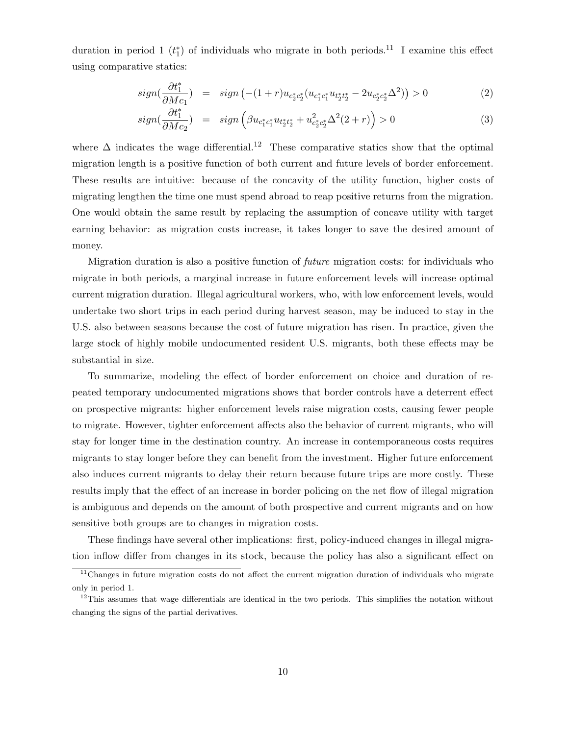duration in period 1 ($t_1^*$) of individuals who migrate in both periods.[11] I examine this effect using comparative statics:

$$
\begin{aligned}
sign(\frac{\partial t_1^*}{\partial Mc_1}) &= sign\left(-(1+r)u_{c_2^*c_2^*}(u_{c_1^*c_1^*}u_{t_2^*t_2^*} - 2u_{c_2^*c_2^*}\Delta^2)\right) > 0 \qquad (2) \\
sign(\frac{\partial t_1^*}{\partial Mc_2}) &= sign\left(\beta u_{c_1^*c_1^*}u_{t_2^*t_2^*} + u_{c_2^*c_2^*}^2\Delta^2(2+r)\right) > 0 \qquad (3)
\end{aligned}
$$

where $\Delta$ indicates the wage differential.[12] These comparative statics show that the optimal migration length is a positive function of both current and future levels of border enforcement. These results are intuitive: because of the concavity of the utility function, higher costs of migrating lengthen the time one must spend abroad to reap positive returns from the migration. One would obtain the same result by replacing the assumption of concave utility with target earning behavior: as migration costs increase, it takes longer to save the desired amount of money.

Migration duration is also a positive function of *future* migration costs: for individuals who migrate in both periods, a marginal increase in future enforcement levels will increase optimal current migration duration. Illegal agricultural workers, who, with low enforcement levels, would undertake two short trips in each period during harvest season, may be induced to stay in the U.S. also between seasons because the cost of future migration has risen. In practice, given the large stock of highly mobile undocumented resident U.S. migrants, both these effects may be substantial in size.

To summarize, modeling the effect of border enforcement on choice and duration of repeated temporary undocumented migrations shows that border controls have a deterrent effect on prospective migrants: higher enforcement levels raise migration costs, causing fewer people to migrate. However, tighter enforcement affects also the behavior of current migrants, who will stay for longer time in the destination country. An increase in contemporaneous costs requires migrants to stay longer before they can benefit from the investment. Higher future enforcement also induces current migrants to delay their return because future trips are more costly. These results imply that the effect of an increase in border policing on the net flow of illegal migration is ambiguous and depends on the amount of both prospective and current migrants and on how sensitive both groups are to changes in migration costs.

These findings have several other implications: first, policy-induced changes in illegal migration inflow differ from changes in its stock, because the policy has also a significant effect on

[11] Changes in future migration costs do not affect the current migration duration of individuals who migrate only in period 1.

[12] This assumes that wage differentials are identical in the two periods. This simplifies the notation without changing the signs of the partial derivatives.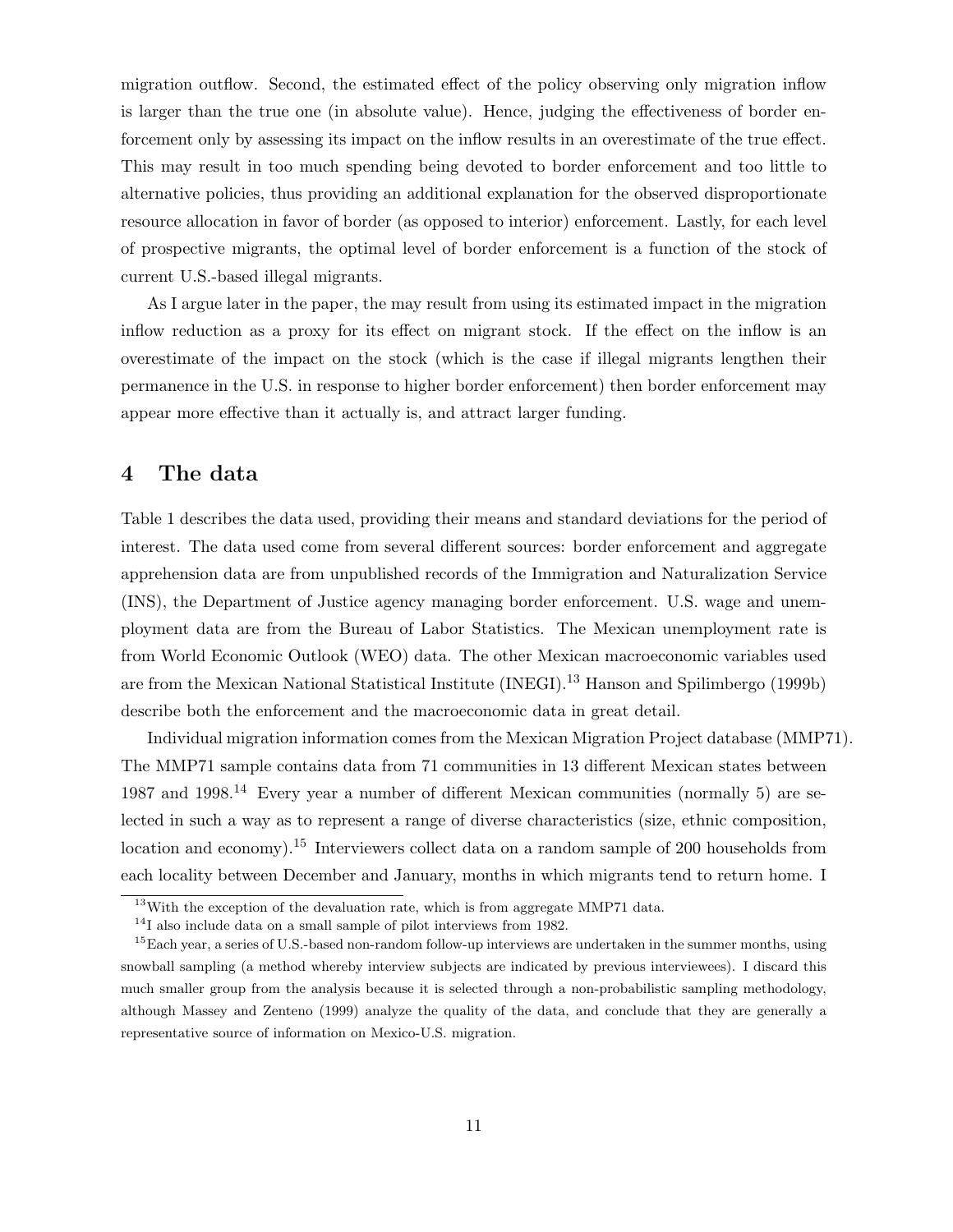migration outflow. Second, the estimated effect of the policy observing only migration inflow is larger than the true one (in absolute value). Hence, judging the effectiveness of border enforcement only by assessing its impact on the inflow results in an overestimate of the true effect. This may result in too much spending being devoted to border enforcement and too little to alternative policies, thus providing an additional explanation for the observed disproportionate resource allocation in favor of border (as opposed to interior) enforcement. Lastly, for each level of prospective migrants, the optimal level of border enforcement is a function of the stock of current U.S.-based illegal migrants.

As I argue later in the paper, the may result from using its estimated impact in the migration inflow reduction as a proxy for its effect on migrant stock. If the effect on the inflow is an overestimate of the impact on the stock (which is the case if illegal migrants lengthen their permanence in the U.S. in response to higher border enforcement) then border enforcement may appear more effective than it actually is, and attract larger funding.

## 4 The data

Table 1 describes the data used, providing their means and standard deviations for the period of interest. The data used come from several different sources: border enforcement and aggregate apprehension data are from unpublished records of the Immigration and Naturalization Service (INS), the Department of Justice agency managing border enforcement. U.S. wage and unemployment data are from the Bureau of Labor Statistics. The Mexican unemployment rate is from World Economic Outlook (WEO) data. The other Mexican macroeconomic variables used are from the Mexican National Statistical Institute (INEGI).[13] Hanson and Spilimbergo (1999b) describe both the enforcement and the macroeconomic data in great detail.

Individual migration information comes from the Mexican Migration Project database (MMP71). The MMP71 sample contains data from 71 communities in 13 different Mexican states between 1987 and 1998.[14] Every year a number of different Mexican communities (normally 5) are selected in such a way as to represent a range of diverse characteristics (size, ethnic composition, location and economy).[15] Interviewers collect data on a random sample of 200 households from each locality between December and January, months in which migrants tend to return home. I

[13] With the exception of the devaluation rate, which is from aggregate MMP71 data.

[14] I also include data on a small sample of pilot interviews from 1982.

[15] Each year, a series of U.S.-based non-random follow-up interviews are undertaken in the summer months, using snowball sampling (a method whereby interview subjects are indicated by previous interviewees). I discard this much smaller group from the analysis because it is selected through a non-probabilistic sampling methodology, although Massey and Zenteno (1999) analyze the quality of the data, and conclude that they are generally a representative source of information on Mexico-U.S. migration.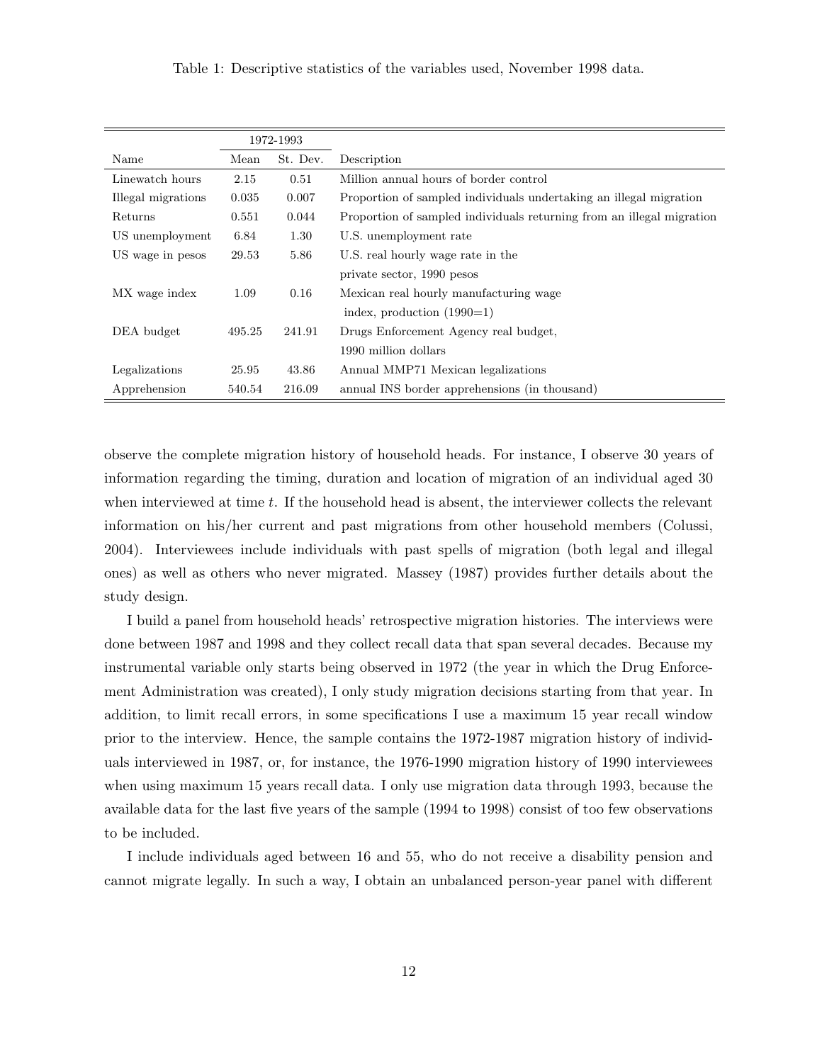Table 1: Descriptive statistics of the variables used, November 1998 data.

| | 1972-1993 | | |
|---|---|---|---|
| Name | Mean | St. Dev. | Description |
| Linewatch hours | 2.15 | 0.51 | Million annual hours of border control |
| Illegal migrations | 0.035 | 0.007 | Proportion of sampled individuals undertaking an illegal migration |
| Returns | 0.551 | 0.044 | Proportion of sampled individuals returning from an illegal migration |
| US unemployment | 6.84 | 1.30 | U.S. unemployment rate |
| US wage in pesos | 29.53 | 5.86 | U.S. real hourly wage rate in the private sector, 1990 pesos |
| MX wage index | 1.09 | 0.16 | Mexican real hourly manufacturing wage index, production (1990=1) |
| DEA budget | 495.25 | 241.91 | Drugs Enforcement Agency real budget, 1990 million dollars |
| Legalizations | 25.95 | 43.86 | Annual MMP71 Mexican legalizations |
| Apprehension | 540.54 | 216.09 | annual INS border apprehensions (in thousand) |

observe the complete migration history of household heads. For instance, I observe 30 years of information regarding the timing, duration and location of migration of an individual aged 30 when interviewed at time $t$. If the household head is absent, the interviewer collects the relevant information on his/her current and past migrations from other household members (Colussi, 2004). Interviewees include individuals with past spells of migration (both legal and illegal ones) as well as others who never migrated. Massey (1987) provides further details about the study design.

I build a panel from household heads' retrospective migration histories. The interviews were done between 1987 and 1998 and they collect recall data that span several decades. Because my instrumental variable only starts being observed in 1972 (the year in which the Drug Enforcement Administration was created), I only study migration decisions starting from that year. In addition, to limit recall errors, in some specifications I use a maximum 15 year recall window prior to the interview. Hence, the sample contains the 1972-1987 migration history of individuals interviewed in 1987, or, for instance, the 1976-1990 migration history of 1990 interviewees when using maximum 15 years recall data. I only use migration data through 1993, because the available data for the last five years of the sample (1994 to 1998) consist of too few observations to be included.

I include individuals aged between 16 and 55, who do not receive a disability pension and cannot migrate legally. In such a way, I obtain an unbalanced person-year panel with different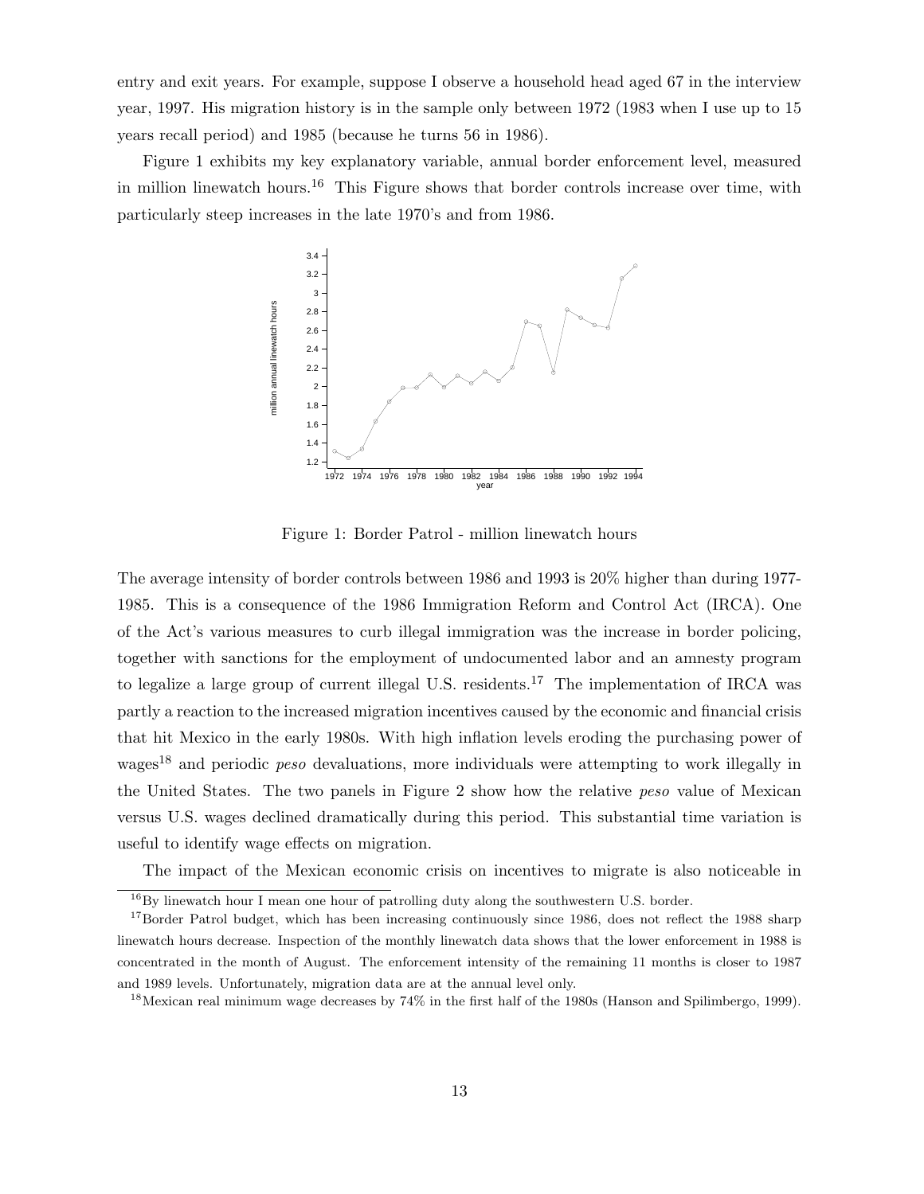entry and exit years. For example, suppose I observe a household head aged 67 in the interview year, 1997. His migration history is in the sample only between 1972 (1983 when I use up to 15 years recall period) and 1985 (because he turns 56 in 1986).

Figure 1 exhibits my key explanatory variable, annual border enforcement level, measured in million linewatch hours.[16] This Figure shows that border controls increase over time, with particularly steep increases in the late 1970's and from 1986.

Figure 1: Border Patrol - million linewatch hours

The average intensity of border controls between 1986 and 1993 is 20% higher than during 1977-1985. This is a consequence of the 1986 Immigration Reform and Control Act (IRCA). One of the Act's various measures to curb illegal immigration was the increase in border policing, together with sanctions for the employment of undocumented labor and an amnesty program to legalize a large group of current illegal U.S. residents.[17] The implementation of IRCA was partly a reaction to the increased migration incentives caused by the economic and financial crisis that hit Mexico in the early 1980s. With high inflation levels eroding the purchasing power of wages[18] and periodic *peso* devaluations, more individuals were attempting to work illegally in the United States. The two panels in Figure 2 show how the relative *peso* value of Mexican versus U.S. wages declined dramatically during this period. This substantial time variation is useful to identify wage effects on migration.

The impact of the Mexican economic crisis on incentives to migrate is also noticeable in

[16] By linewatch hour I mean one hour of patrolling duty along the southwestern U.S. border.

[17] Border Patrol budget, which has been increasing continuously since 1986, does not reflect the 1988 sharp linewatch hours decrease. Inspection of the monthly linewatch data shows that the lower enforcement in 1988 is concentrated in the month of August. The enforcement intensity of the remaining 11 months is closer to 1987 and 1989 levels. Unfortunately, migration data are at the annual level only.

[18] Mexican real minimum wage decreases by 74% in the first half of the 1980s (Hanson and Spilimbergo, 1999).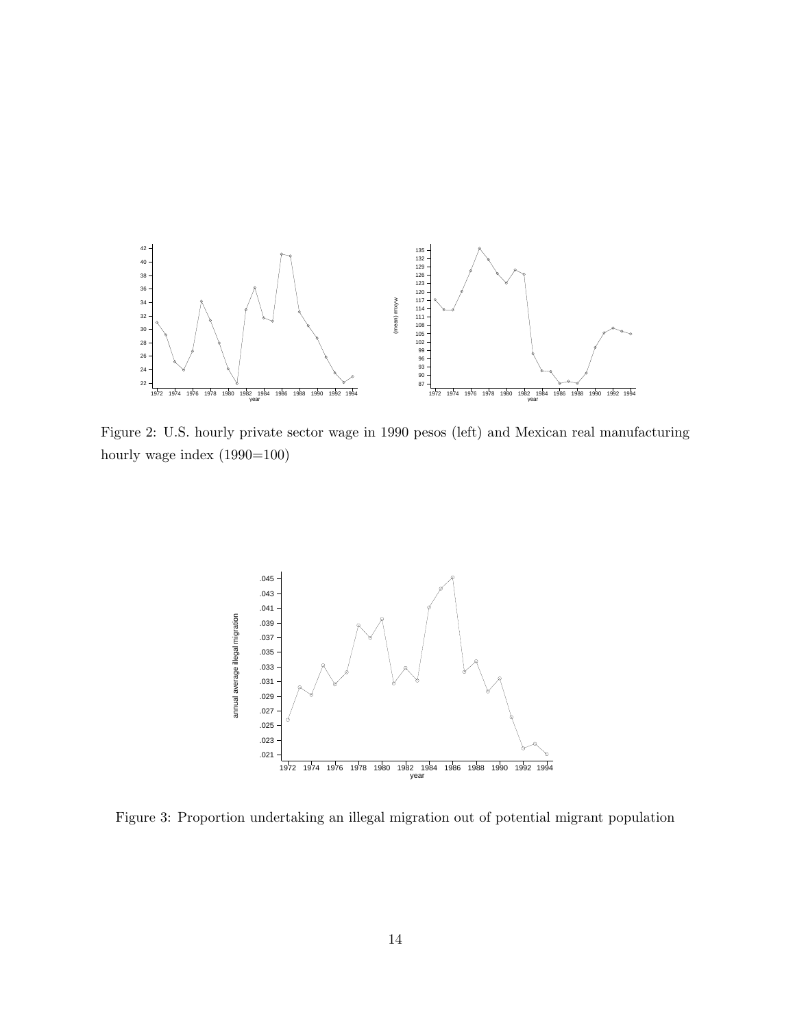Figure 2: U.S. hourly private sector wage in 1990 pesos (left) and Mexican real manufacturing hourly wage index (1990=100)

Figure 3: Proportion undertaking an illegal migration out of potential migrant population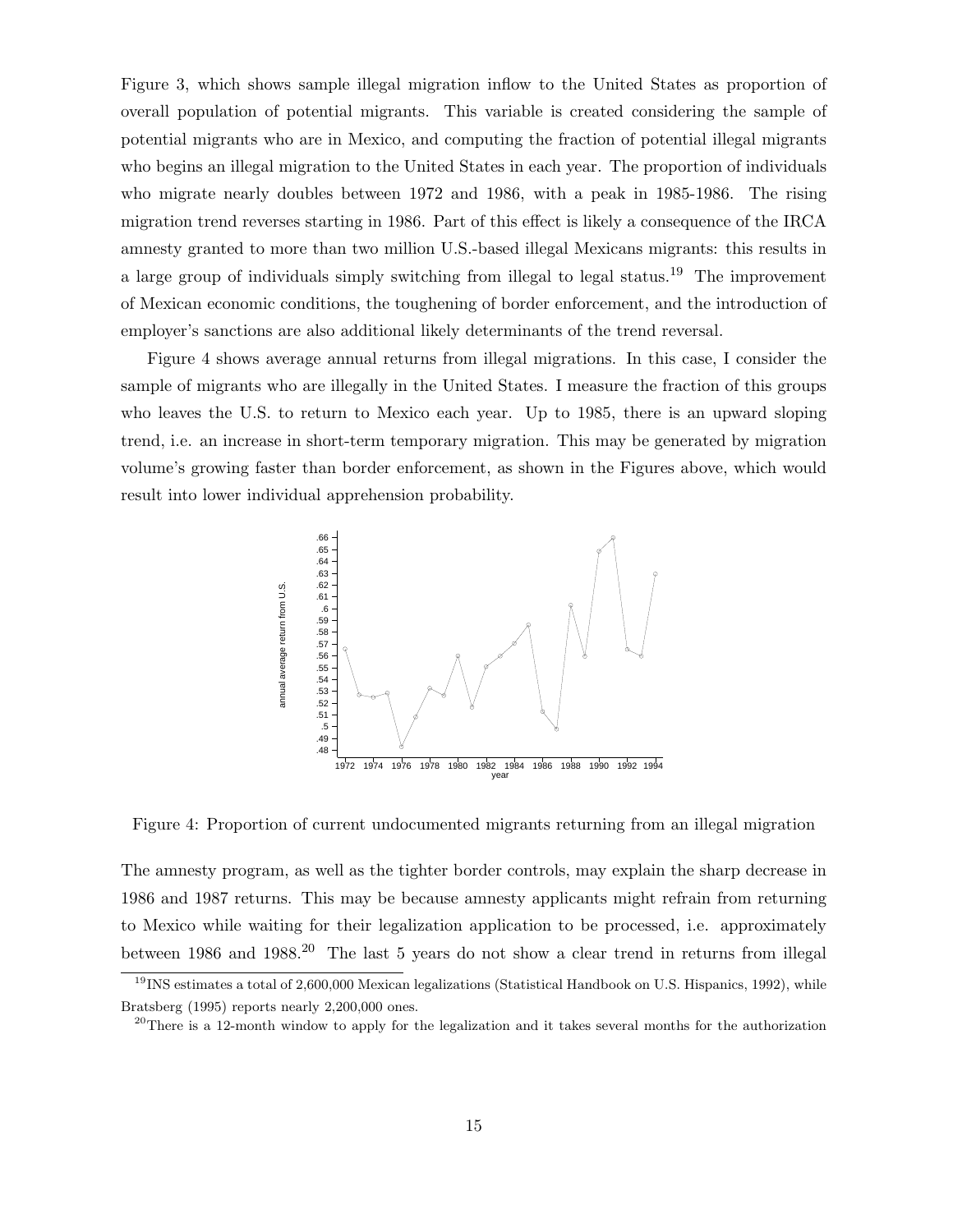Figure 3, which shows sample illegal migration inflow to the United States as proportion of overall population of potential migrants. This variable is created considering the sample of potential migrants who are in Mexico, and computing the fraction of potential illegal migrants who begins an illegal migration to the United States in each year. The proportion of individuals who migrate nearly doubles between 1972 and 1986, with a peak in 1985-1986. The rising migration trend reverses starting in 1986. Part of this effect is likely a consequence of the IRCA amnesty granted to more than two million U.S.-based illegal Mexicans migrants: this results in a large group of individuals simply switching from illegal to legal status.[19] The improvement of Mexican economic conditions, the toughening of border enforcement, and the introduction of employer's sanctions are also additional likely determinants of the trend reversal.

Figure 4 shows average annual returns from illegal migrations. In this case, I consider the sample of migrants who are illegally in the United States. I measure the fraction of this groups who leaves the U.S. to return to Mexico each year. Up to 1985, there is an upward sloping trend, i.e. an increase in short-term temporary migration. This may be generated by migration volume's growing faster than border enforcement, as shown in the Figures above, which would result into lower individual apprehension probability.

Figure 4: Proportion of current undocumented migrants returning from an illegal migration

The amnesty program, as well as the tighter border controls, may explain the sharp decrease in 1986 and 1987 returns. This may be because amnesty applicants might refrain from returning to Mexico while waiting for their legalization application to be processed, i.e. approximately between 1986 and 1988.[20] The last 5 years do not show a clear trend in returns from illegal

[19] INS estimates a total of 2,600,000 Mexican legalizations (Statistical Handbook on U.S. Hispanics, 1992), while Bratsberg (1995) reports nearly 2,200,000 ones.

[20] There is a 12-month window to apply for the legalization and it takes several months for the authorization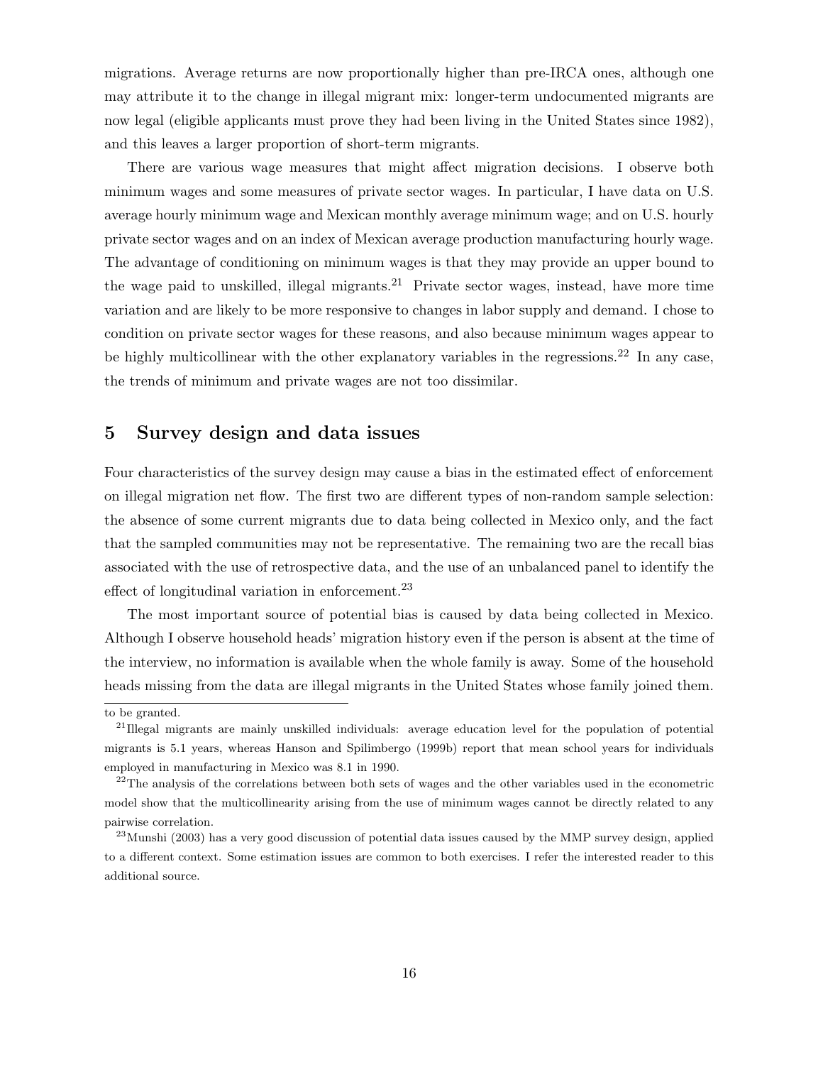migrations. Average returns are now proportionally higher than pre-IRCA ones, although one may attribute it to the change in illegal migrant mix: longer-term undocumented migrants are now legal (eligible applicants must prove they had been living in the United States since 1982), and this leaves a larger proportion of short-term migrants.

There are various wage measures that might affect migration decisions. I observe both minimum wages and some measures of private sector wages. In particular, I have data on U.S. average hourly minimum wage and Mexican monthly average minimum wage; and on U.S. hourly private sector wages and on an index of Mexican average production manufacturing hourly wage. The advantage of conditioning on minimum wages is that they may provide an upper bound to the wage paid to unskilled, illegal migrants.[21] Private sector wages, instead, have more time variation and are likely to be more responsive to changes in labor supply and demand. I chose to condition on private sector wages for these reasons, and also because minimum wages appear to be highly multicollinear with the other explanatory variables in the regressions.[22] In any case, the trends of minimum and private wages are not too dissimilar.

## 5 Survey design and data issues

Four characteristics of the survey design may cause a bias in the estimated effect of enforcement on illegal migration net flow. The first two are different types of non-random sample selection: the absence of some current migrants due to data being collected in Mexico only, and the fact that the sampled communities may not be representative. The remaining two are the recall bias associated with the use of retrospective data, and the use of an unbalanced panel to identify the effect of longitudinal variation in enforcement.[23]

The most important source of potential bias is caused by data being collected in Mexico. Although I observe household heads' migration history even if the person is absent at the time of the interview, no information is available when the whole family is away. Some of the household heads missing from the data are illegal migrants in the United States whose family joined them.

---

to be granted.

[21] Illegal migrants are mainly unskilled individuals: average education level for the population of potential migrants is 5.1 years, whereas Hanson and Spilimbergo (1999b) report that mean school years for individuals employed in manufacturing in Mexico was 8.1 in 1990.

[22] The analysis of the correlations between both sets of wages and the other variables used in the econometric model show that the multicollinearity arising from the use of minimum wages cannot be directly related to any pairwise correlation.

[23] Munshi (2003) has a very good discussion of potential data issues caused by the MMP survey design, applied to a different context. Some estimation issues are common to both exercises. I refer the interested reader to this additional source.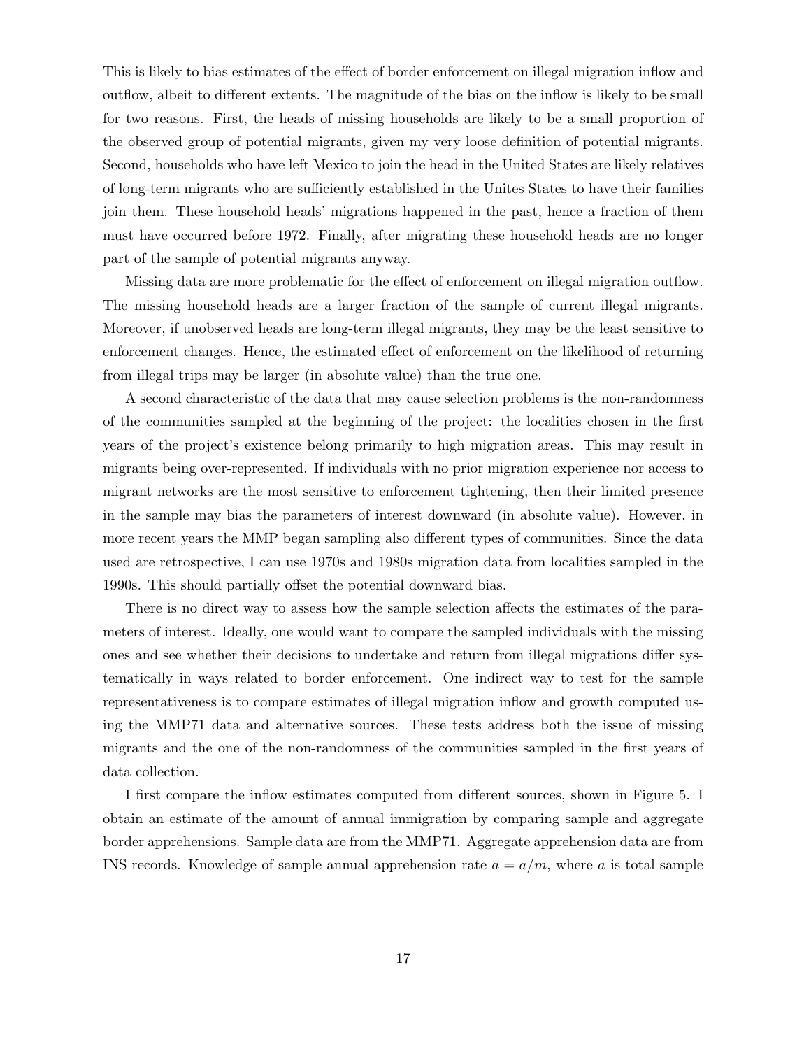This is likely to bias estimates of the effect of border enforcement on illegal migration inflow and outflow, albeit to different extents. The magnitude of the bias on the inflow is likely to be small for two reasons. First, the heads of missing households are likely to be a small proportion of the observed group of potential migrants, given my very loose definition of potential migrants. Second, households who have left Mexico to join the head in the United States are likely relatives of long-term migrants who are sufficiently established in the Unites States to have their families join them. These household heads' migrations happened in the past, hence a fraction of them must have occurred before 1972. Finally, after migrating these household heads are no longer part of the sample of potential migrants anyway.

Missing data are more problematic for the effect of enforcement on illegal migration outflow. The missing household heads are a larger fraction of the sample of current illegal migrants. Moreover, if unobserved heads are long-term illegal migrants, they may be the least sensitive to enforcement changes. Hence, the estimated effect of enforcement on the likelihood of returning from illegal trips may be larger (in absolute value) than the true one.

A second characteristic of the data that may cause selection problems is the non-randomness of the communities sampled at the beginning of the project: the localities chosen in the first years of the project's existence belong primarily to high migration areas. This may result in migrants being over-represented. If individuals with no prior migration experience nor access to migrant networks are the most sensitive to enforcement tightening, then their limited presence in the sample may bias the parameters of interest downward (in absolute value). However, in more recent years the MMP began sampling also different types of communities. Since the data used are retrospective, I can use 1970s and 1980s migration data from localities sampled in the 1990s. This should partially offset the potential downward bias.

There is no direct way to assess how the sample selection affects the estimates of the parameters of interest. Ideally, one would want to compare the sampled individuals with the missing ones and see whether their decisions to undertake and return from illegal migrations differ systematically in ways related to border enforcement. One indirect way to test for the sample representativeness is to compare estimates of illegal migration inflow and growth computed using the MMP71 data and alternative sources. These tests address both the issue of missing migrants and the one of the non-randomness of the communities sampled in the first years of data collection.

I first compare the inflow estimates computed from different sources, shown in Figure 5. I obtain an estimate of the amount of annual immigration by comparing sample and aggregate border apprehensions. Sample data are from the MMP71. Aggregate apprehension data are from INS records. Knowledge of sample annual apprehension rate $\overline{a} = a/m$, where $a$ is total sample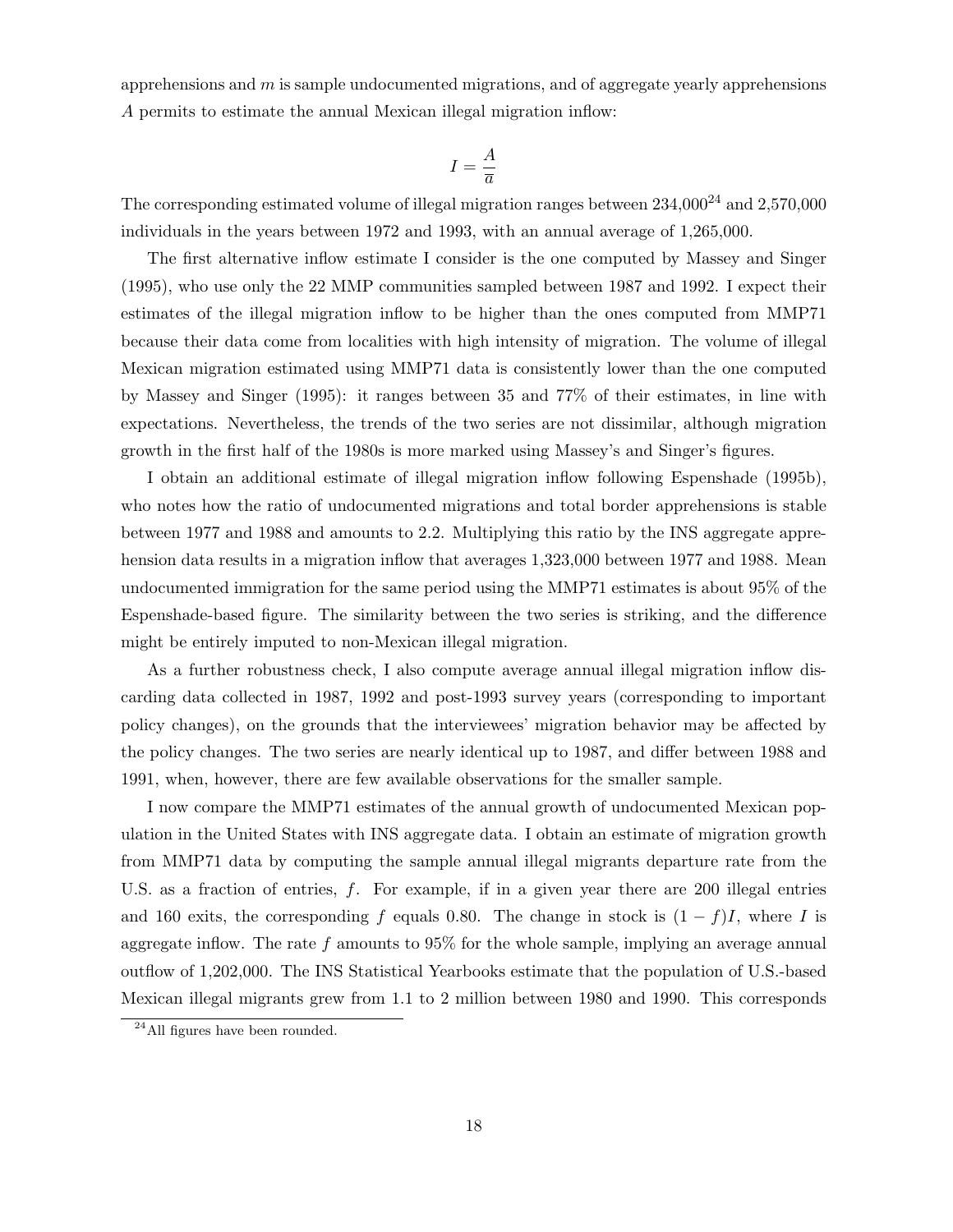apprehensions and $m$ is sample undocumented migrations, and of aggregate yearly apprehensions $A$ permits to estimate the annual Mexican illegal migration inflow:

$$I = \frac{A}{\overline{a}}$$

The corresponding estimated volume of illegal migration ranges between 234,000[24] and 2,570,000 individuals in the years between 1972 and 1993, with an annual average of 1,265,000.

The first alternative inflow estimate I consider is the one computed by Massey and Singer (1995), who use only the 22 MMP communities sampled between 1987 and 1992. I expect their estimates of the illegal migration inflow to be higher than the ones computed from MMP71 because their data come from localities with high intensity of migration. The volume of illegal Mexican migration estimated using MMP71 data is consistently lower than the one computed by Massey and Singer (1995): it ranges between 35 and 77% of their estimates, in line with expectations. Nevertheless, the trends of the two series are not dissimilar, although migration growth in the first half of the 1980s is more marked using Massey's and Singer's figures.

I obtain an additional estimate of illegal migration inflow following Espenshade (1995b), who notes how the ratio of undocumented migrations and total border apprehensions is stable between 1977 and 1988 and amounts to 2.2. Multiplying this ratio by the INS aggregate apprehension data results in a migration inflow that averages 1,323,000 between 1977 and 1988. Mean undocumented immigration for the same period using the MMP71 estimates is about 95% of the Espenshade-based figure. The similarity between the two series is striking, and the difference might be entirely imputed to non-Mexican illegal migration.

As a further robustness check, I also compute average annual illegal migration inflow discarding data collected in 1987, 1992 and post-1993 survey years (corresponding to important policy changes), on the grounds that the interviewees' migration behavior may be affected by the policy changes. The two series are nearly identical up to 1987, and differ between 1988 and 1991, when, however, there are few available observations for the smaller sample.

I now compare the MMP71 estimates of the annual growth of undocumented Mexican population in the United States with INS aggregate data. I obtain an estimate of migration growth from MMP71 data by computing the sample annual illegal migrants departure rate from the U.S. as a fraction of entries, $f$. For example, if in a given year there are 200 illegal entries and 160 exits, the corresponding $f$ equals 0.80. The change in stock is $(1 - f)I$, where $I$ is aggregate inflow. The rate $f$ amounts to 95% for the whole sample, implying an average annual outflow of 1,202,000. The INS Statistical Yearbooks estimate that the population of U.S.-based Mexican illegal migrants grew from 1.1 to 2 million between 1980 and 1990. This corresponds

[24] All figures have been rounded.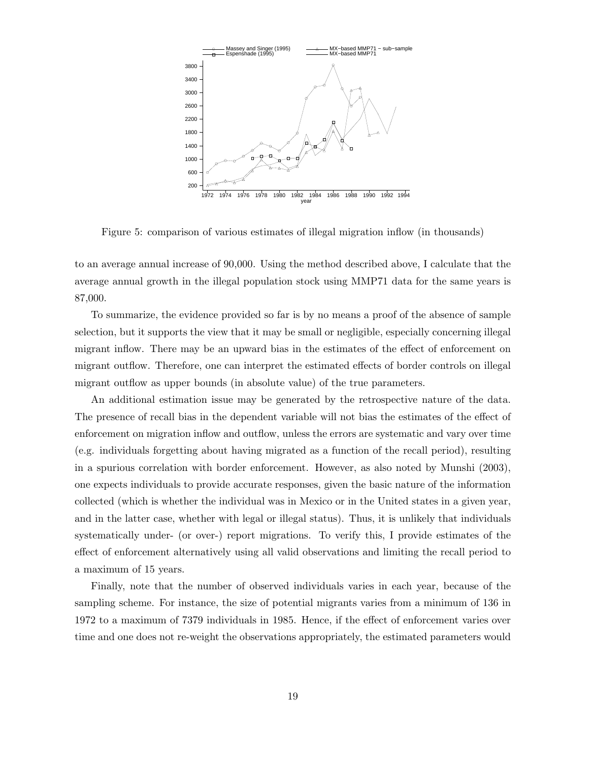Figure 5: comparison of various estimates of illegal migration inflow (in thousands)

to an average annual increase of 90,000. Using the method described above, I calculate that the average annual growth in the illegal population stock using MMP71 data for the same years is 87,000.

To summarize, the evidence provided so far is by no means a proof of the absence of sample selection, but it supports the view that it may be small or negligible, especially concerning illegal migrant inflow. There may be an upward bias in the estimates of the effect of enforcement on migrant outflow. Therefore, one can interpret the estimated effects of border controls on illegal migrant outflow as upper bounds (in absolute value) of the true parameters.

An additional estimation issue may be generated by the retrospective nature of the data. The presence of recall bias in the dependent variable will not bias the estimates of the effect of enforcement on migration inflow and outflow, unless the errors are systematic and vary over time (e.g. individuals forgetting about having migrated as a function of the recall period), resulting in a spurious correlation with border enforcement. However, as also noted by Munshi (2003), one expects individuals to provide accurate responses, given the basic nature of the information collected (which is whether the individual was in Mexico or in the United states in a given year, and in the latter case, whether with legal or illegal status). Thus, it is unlikely that individuals systematically under- (or over-) report migrations. To verify this, I provide estimates of the effect of enforcement alternatively using all valid observations and limiting the recall period to a maximum of 15 years.

Finally, note that the number of observed individuals varies in each year, because of the sampling scheme. For instance, the size of potential migrants varies from a minimum of 136 in 1972 to a maximum of 7379 individuals in 1985. Hence, if the effect of enforcement varies over time and one does not re-weight the observations appropriately, the estimated parameters would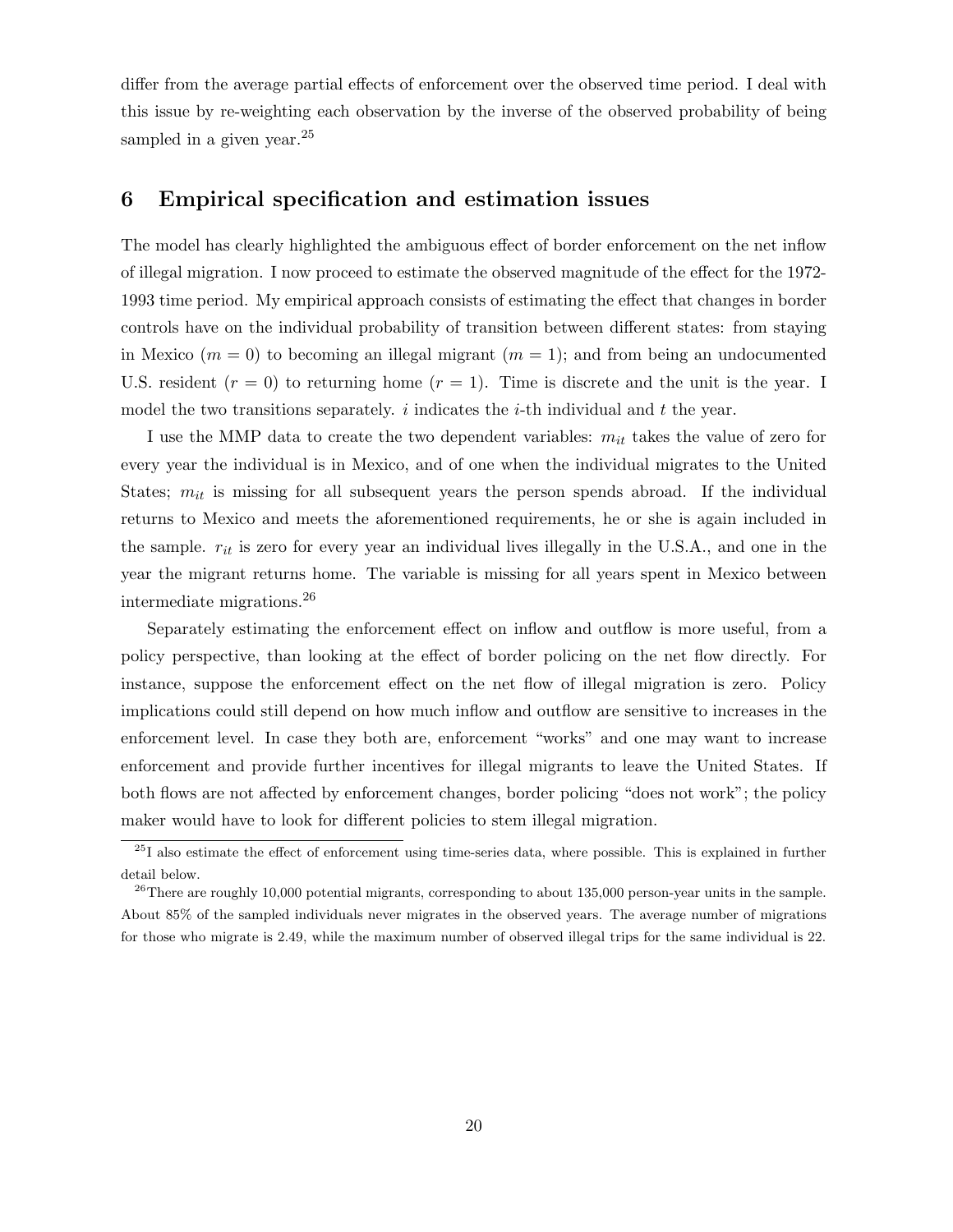differ from the average partial effects of enforcement over the observed time period. I deal with this issue by re-weighting each observation by the inverse of the observed probability of being sampled in a given year.[25]

## 6 Empirical specification and estimation issues

The model has clearly highlighted the ambiguous effect of border enforcement on the net inflow of illegal migration. I now proceed to estimate the observed magnitude of the effect for the 1972-1993 time period. My empirical approach consists of estimating the effect that changes in border controls have on the individual probability of transition between different states: from staying in Mexico ($m = 0$) to becoming an illegal migrant ($m = 1$); and from being an undocumented U.S. resident ($r = 0$) to returning home ($r = 1$). Time is discrete and the unit is the year. I model the two transitions separately. $i$ indicates the $i$-th individual and $t$ the year.

I use the MMP data to create the two dependent variables: $m_{it}$ takes the value of zero for every year the individual is in Mexico, and of one when the individual migrates to the United States; $m_{it}$ is missing for all subsequent years the person spends abroad. If the individual returns to Mexico and meets the aforementioned requirements, he or she is again included in the sample. $r_{it}$ is zero for every year an individual lives illegally in the U.S.A., and one in the year the migrant returns home. The variable is missing for all years spent in Mexico between intermediate migrations.[26]

Separately estimating the enforcement effect on inflow and outflow is more useful, from a policy perspective, than looking at the effect of border policing on the net flow directly. For instance, suppose the enforcement effect on the net flow of illegal migration is zero. Policy implications could still depend on how much inflow and outflow are sensitive to increases in the enforcement level. In case they both are, enforcement "works" and one may want to increase enforcement and provide further incentives for illegal migrants to leave the United States. If both flows are not affected by enforcement changes, border policing "does not work"; the policy maker would have to look for different policies to stem illegal migration.

[25] I also estimate the effect of enforcement using time-series data, where possible. This is explained in further detail below.

[26] There are roughly 10,000 potential migrants, corresponding to about 135,000 person-year units in the sample. About 85% of the sampled individuals never migrates in the observed years. The average number of migrations for those who migrate is 2.49, while the maximum number of observed illegal trips for the same individual is 22.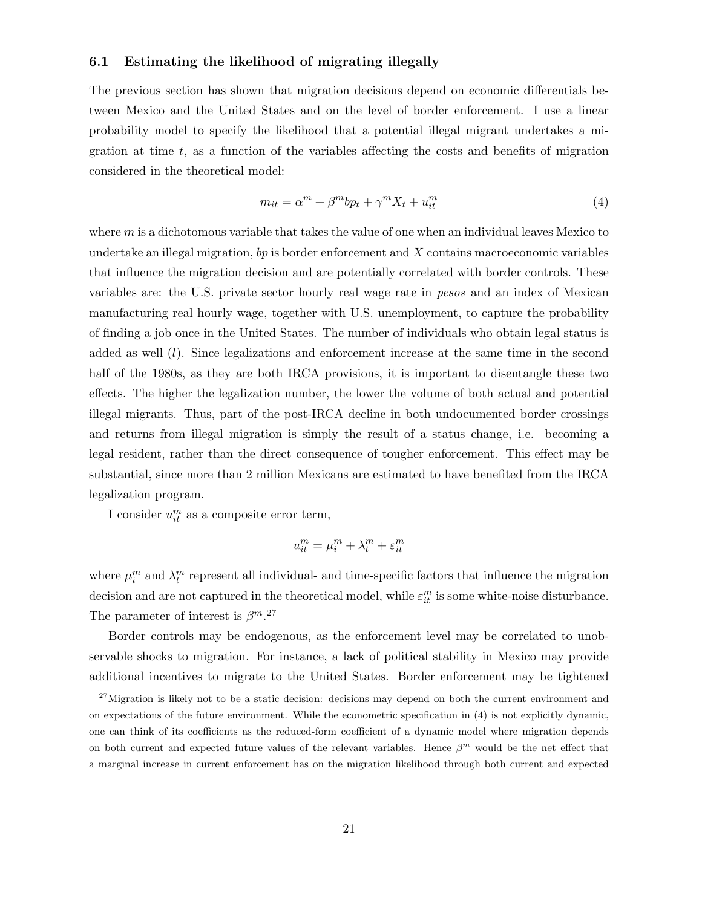### 6.1 Estimating the likelihood of migrating illegally

The previous section has shown that migration decisions depend on economic differentials between Mexico and the United States and on the level of border enforcement. I use a linear probability model to specify the likelihood that a potential illegal migrant undertakes a migration at time $t$, as a function of the variables affecting the costs and benefits of migration considered in the theoretical model:

$$m_{it} = \alpha^m + \beta^m bp_t + \gamma^m X_t + u_{it}^m \tag{4}$$

where $m$ is a dichotomous variable that takes the value of one when an individual leaves Mexico to undertake an illegal migration, $bp$ is border enforcement and $X$ contains macroeconomic variables that influence the migration decision and are potentially correlated with border controls. These variables are: the U.S. private sector hourly real wage rate in *pesos* and an index of Mexican manufacturing real hourly wage, together with U.S. unemployment, to capture the probability of finding a job once in the United States. The number of individuals who obtain legal status is added as well ($l$). Since legalizations and enforcement increase at the same time in the second half of the 1980s, as they are both IRCA provisions, it is important to disentangle these two effects. The higher the legalization number, the lower the volume of both actual and potential illegal migrants. Thus, part of the post-IRCA decline in both undocumented border crossings and returns from illegal migration is simply the result of a status change, i.e. becoming a legal resident, rather than the direct consequence of tougher enforcement. This effect may be substantial, since more than 2 million Mexicans are estimated to have benefited from the IRCA legalization program.

I consider $u_{it}^m$ as a composite error term,

$$u_{it}^m = \mu_i^m + \lambda_t^m + \varepsilon_{it}^m$$

where $\mu_i^m$ and $\lambda_t^m$ represent all individual- and time-specific factors that influence the migration decision and are not captured in the theoretical model, while $\varepsilon_{it}^m$ is some white-noise disturbance. The parameter of interest is $\beta^m$.[27]

Border controls may be endogenous, as the enforcement level may be correlated to unobservable shocks to migration. For instance, a lack of political stability in Mexico may provide additional incentives to migrate to the United States. Border enforcement may be tightened

[27] Migration is likely not to be a static decision: decisions may depend on both the current environment and on expectations of the future environment. While the econometric specification in (4) is not explicitly dynamic, one can think of its coefficients as the reduced-form coefficient of a dynamic model where migration depends on both current and expected future values of the relevant variables. Hence $\beta^m$ would be the net effect that a marginal increase in current enforcement has on the migration likelihood through both current and expected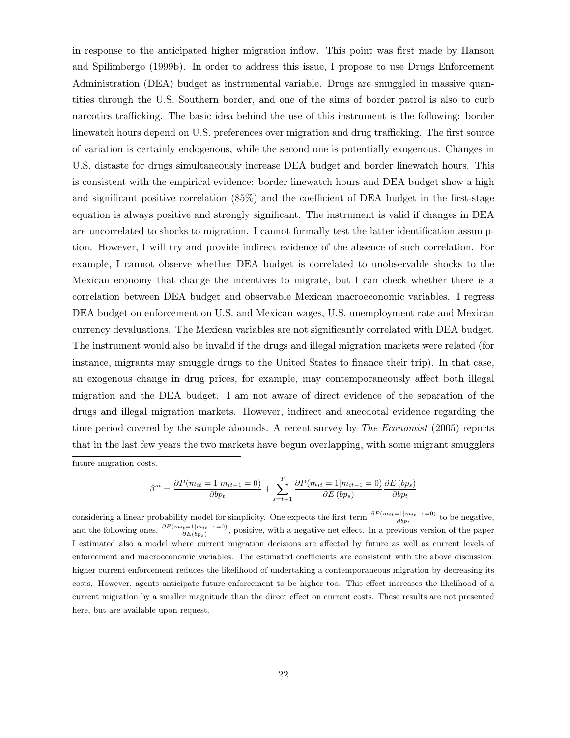in response to the anticipated higher migration inflow. This point was first made by Hanson and Spilimbergo (1999b). In order to address this issue, I propose to use Drugs Enforcement Administration (DEA) budget as instrumental variable. Drugs are smuggled in massive quantities through the U.S. Southern border, and one of the aims of border patrol is also to curb narcotics trafficking. The basic idea behind the use of this instrument is the following: border linewatch hours depend on U.S. preferences over migration and drug trafficking. The first source of variation is certainly endogenous, while the second one is potentially exogenous. Changes in U.S. distaste for drugs simultaneously increase DEA budget and border linewatch hours. This is consistent with the empirical evidence: border linewatch hours and DEA budget show a high and significant positive correlation (85%) and the coefficient of DEA budget in the first-stage equation is always positive and strongly significant. The instrument is valid if changes in DEA are uncorrelated to shocks to migration. I cannot formally test the latter identification assumption. However, I will try and provide indirect evidence of the absence of such correlation. For example, I cannot observe whether DEA budget is correlated to unobservable shocks to the Mexican economy that change the incentives to migrate, but I can check whether there is a correlation between DEA budget and observable Mexican macroeconomic variables. I regress DEA budget on enforcement on U.S. and Mexican wages, U.S. unemployment rate and Mexican currency devaluations. The Mexican variables are not significantly correlated with DEA budget. The instrument would also be invalid if the drugs and illegal migration markets were related (for instance, migrants may smuggle drugs to the United States to finance their trip). In that case, an exogenous change in drug prices, for example, may contemporaneously affect both illegal migration and the DEA budget. I am not aware of direct evidence of the separation of the drugs and illegal migration markets. However, indirect and anecdotal evidence regarding the time period covered by the sample abounds. A recent survey by *The Economist* (2005) reports that in the last few years the two markets have begun overlapping, with some migrant smugglers

future migration costs.

$$\beta^m = \frac{\partial P(m_{it} = 1|m_{it-1} = 0)}{\partial bp_t} + \sum_{s=t+1}^{T} \frac{\partial P(m_{it} = 1|m_{it-1} = 0)}{\partial E\left(bp_s\right)} \frac{\partial E\left(bp_s\right)}{\partial bp_t}$$

considering a linear probability model for simplicity. One expects the first term $\frac{\partial P(m_{it}=1|m_{it-1}=0)}{\partial bp_t}$ to be negative, and the following ones, $\frac{\partial P(m_{it}=1|m_{it-1}=0)}{\partial E(bp_s)}$, positive, with a negative net effect. In a previous version of the paper I estimated also a model where current migration decisions are affected by future as well as current levels of enforcement and macroeconomic variables. The estimated coefficients are consistent with the above discussion: higher current enforcement reduces the likelihood of undertaking a contemporaneous migration by decreasing its costs. However, agents anticipate future enforcement to be higher too. This effect increases the likelihood of a current migration by a smaller magnitude than the direct effect on current costs. These results are not presented here, but are available upon request.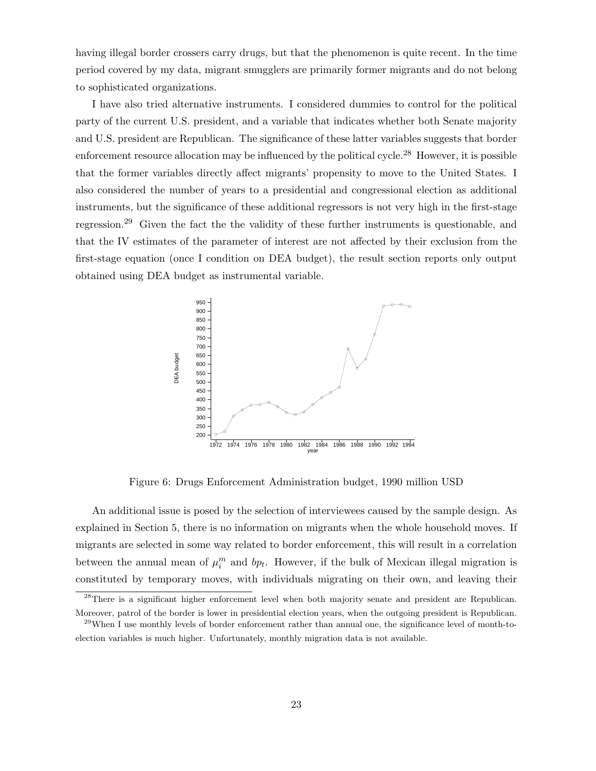having illegal border crossers carry drugs, but that the phenomenon is quite recent. In the time period covered by my data, migrant smugglers are primarily former migrants and do not belong to sophisticated organizations.

I have also tried alternative instruments. I considered dummies to control for the political party of the current U.S. president, and a variable that indicates whether both Senate majority and U.S. president are Republican. The significance of these latter variables suggests that border enforcement resource allocation may be influenced by the political cycle.[28] However, it is possible that the former variables directly affect migrants' propensity to move to the United States. I also considered the number of years to a presidential and congressional election as additional instruments, but the significance of these additional regressors is not very high in the first-stage regression.[29] Given the fact the the validity of these further instruments is questionable, and that the IV estimates of the parameter of interest are not affected by their exclusion from the first-stage equation (once I condition on DEA budget), the result section reports only output obtained using DEA budget as instrumental variable.

Figure 6: Drugs Enforcement Administration budget, 1990 million USD

An additional issue is posed by the selection of interviewees caused by the sample design. As explained in Section 5, there is no information on migrants when the whole household moves. If migrants are selected in some way related to border enforcement, this will result in a correlation between the annual mean of $\mu_i^m$ and $bp_t$. However, if the bulk of Mexican illegal migration is constituted by temporary moves, with individuals migrating on their own, and leaving their

[28] There is a significant higher enforcement level when both majority senate and president are Republican. Moreover, patrol of the border is lower in presidential election years, when the outgoing president is Republican.

[29] When I use monthly levels of border enforcement rather than annual one, the significance level of month-to-election variables is much higher. Unfortunately, monthly migration data is not available.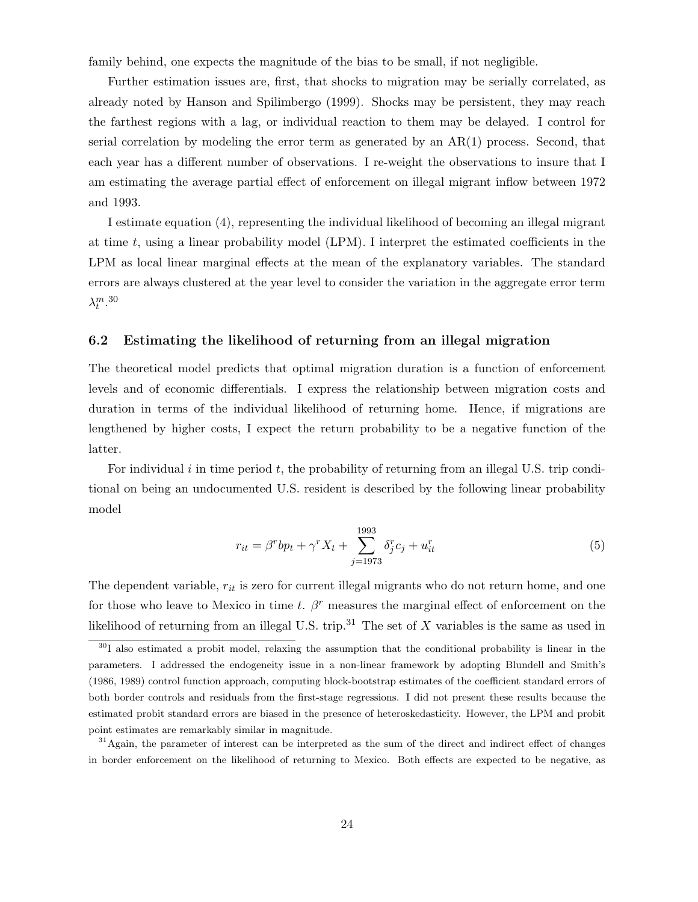family behind, one expects the magnitude of the bias to be small, if not negligible.

Further estimation issues are, first, that shocks to migration may be serially correlated, as already noted by Hanson and Spilimbergo (1999). Shocks may be persistent, they may reach the farthest regions with a lag, or individual reaction to them may be delayed. I control for serial correlation by modeling the error term as generated by an AR(1) process. Second, that each year has a different number of observations. I re-weight the observations to insure that I am estimating the average partial effect of enforcement on illegal migrant inflow between 1972 and 1993.

I estimate equation (4), representing the individual likelihood of becoming an illegal migrant at time $t$, using a linear probability model (LPM). I interpret the estimated coefficients in the LPM as local linear marginal effects at the mean of the explanatory variables. The standard errors are always clustered at the year level to consider the variation in the aggregate error term $\lambda_t^m$.[30]

## 6.2 Estimating the likelihood of returning from an illegal migration

The theoretical model predicts that optimal migration duration is a function of enforcement levels and of economic differentials. I express the relationship between migration costs and duration in terms of the individual likelihood of returning home. Hence, if migrations are lengthened by higher costs, I expect the return probability to be a negative function of the latter.

For individual $i$ in time period $t$, the probability of returning from an illegal U.S. trip conditional on being an undocumented U.S. resident is described by the following linear probability model

$$r_{it} = \beta^r bp_t + \gamma^r X_t + \sum_{j=1973}^{1993} \delta_j^r c_j + u_{it}^r \tag{5}$$

The dependent variable, $r_{it}$ is zero for current illegal migrants who do not return home, and one for those who leave to Mexico in time $t$. $\beta^r$ measures the marginal effect of enforcement on the likelihood of returning from an illegal U.S. trip.[31] The set of $X$ variables is the same as used in

[30] I also estimated a probit model, relaxing the assumption that the conditional probability is linear in the parameters. I addressed the endogeneity issue in a non-linear framework by adopting Blundell and Smith's (1986, 1989) control function approach, computing block-bootstrap estimates of the coefficient standard errors of both border controls and residuals from the first-stage regressions. I did not present these results because the estimated probit standard errors are biased in the presence of heteroskedasticity. However, the LPM and probit point estimates are remarkably similar in magnitude.

[31] Again, the parameter of interest can be interpreted as the sum of the direct and indirect effect of changes in border enforcement on the likelihood of returning to Mexico. Both effects are expected to be negative, as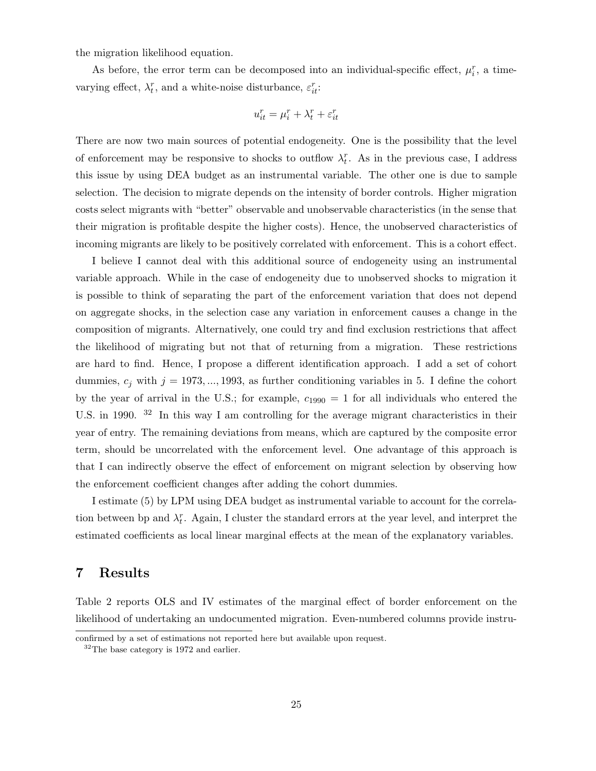the migration likelihood equation.

As before, the error term can be decomposed into an individual-specific effect, $\mu_i^r$, a time-varying effect, $\lambda_t^r$, and a white-noise disturbance, $\varepsilon_{it}^r$:

$$u_{it}^r = \mu_i^r + \lambda_t^r + \varepsilon_{it}^r$$

There are now two main sources of potential endogeneity. One is the possibility that the level of enforcement may be responsive to shocks to outflow $\lambda_t^r$. As in the previous case, I address this issue by using DEA budget as an instrumental variable. The other one is due to sample selection. The decision to migrate depends on the intensity of border controls. Higher migration costs select migrants with "better" observable and unobservable characteristics (in the sense that their migration is profitable despite the higher costs). Hence, the unobserved characteristics of incoming migrants are likely to be positively correlated with enforcement. This is a cohort effect.

I believe I cannot deal with this additional source of endogeneity using an instrumental variable approach. While in the case of endogeneity due to unobserved shocks to migration it is possible to think of separating the part of the enforcement variation that does not depend on aggregate shocks, in the selection case any variation in enforcement causes a change in the composition of migrants. Alternatively, one could try and find exclusion restrictions that affect the likelihood of migrating but not that of returning from a migration. These restrictions are hard to find. Hence, I propose a different identification approach. I add a set of cohort dummies, $c_j$ with $j = 1973, ..., 1993$, as further conditioning variables in 5. I define the cohort by the year of arrival in the U.S.; for example, $c_{1990} = 1$ for all individuals who entered the U.S. in 1990. [32] In this way I am controlling for the average migrant characteristics in their year of entry. The remaining deviations from means, which are captured by the composite error term, should be uncorrelated with the enforcement level. One advantage of this approach is that I can indirectly observe the effect of enforcement on migrant selection by observing how the enforcement coefficient changes after adding the cohort dummies.

I estimate (5) by LPM using DEA budget as instrumental variable to account for the correlation between bp and $\lambda_t^r$. Again, I cluster the standard errors at the year level, and interpret the estimated coefficients as local linear marginal effects at the mean of the explanatory variables.

## 7 Results

Table 2 reports OLS and IV estimates of the marginal effect of border enforcement on the likelihood of undertaking an undocumented migration. Even-numbered columns provide instru-

confirmed by a set of estimations not reported here but available upon request.

[32] The base category is 1972 and earlier.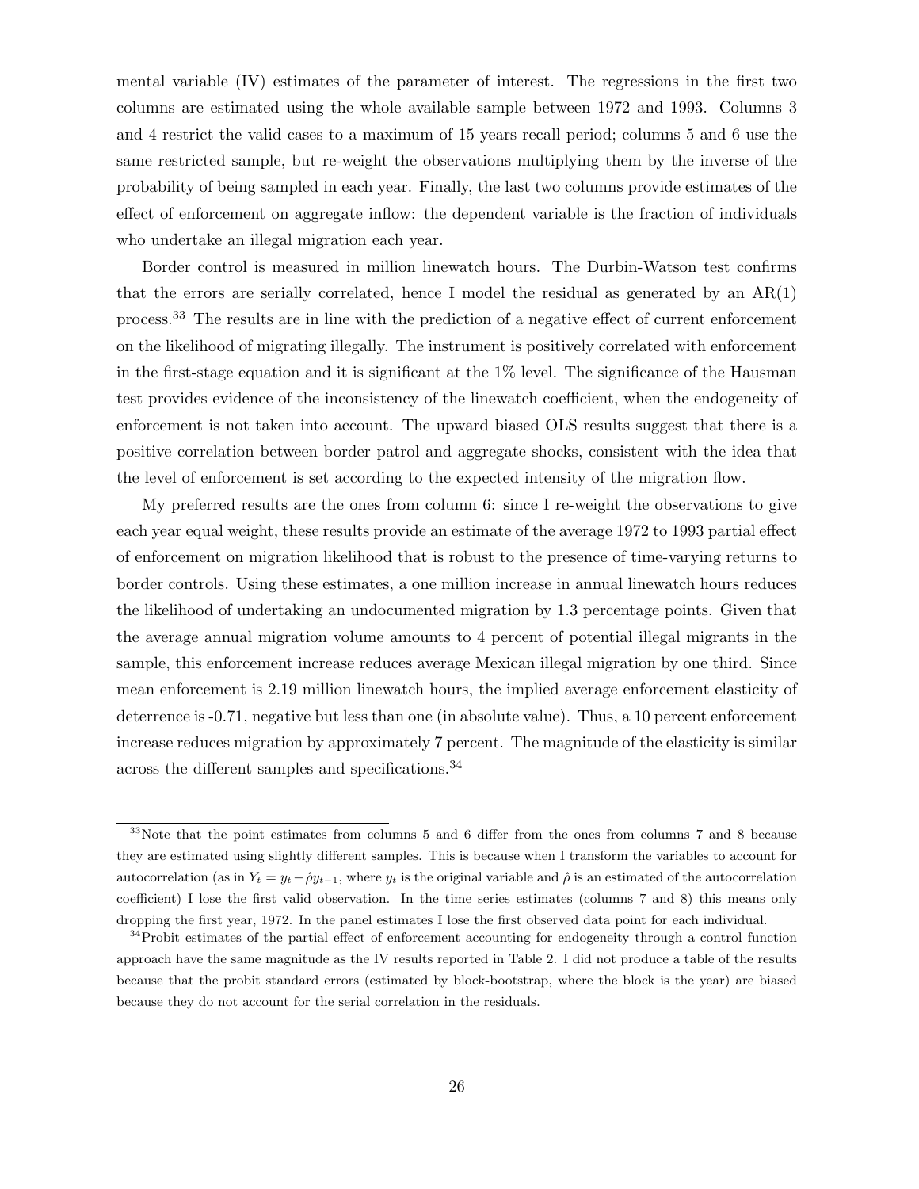mental variable (IV) estimates of the parameter of interest. The regressions in the first two columns are estimated using the whole available sample between 1972 and 1993. Columns 3 and 4 restrict the valid cases to a maximum of 15 years recall period; columns 5 and 6 use the same restricted sample, but re-weight the observations multiplying them by the inverse of the probability of being sampled in each year. Finally, the last two columns provide estimates of the effect of enforcement on aggregate inflow: the dependent variable is the fraction of individuals who undertake an illegal migration each year.

Border control is measured in million linewatch hours. The Durbin-Watson test confirms that the errors are serially correlated, hence I model the residual as generated by an AR(1) process.[33] The results are in line with the prediction of a negative effect of current enforcement on the likelihood of migrating illegally. The instrument is positively correlated with enforcement in the first-stage equation and it is significant at the 1% level. The significance of the Hausman test provides evidence of the inconsistency of the linewatch coefficient, when the endogeneity of enforcement is not taken into account. The upward biased OLS results suggest that there is a positive correlation between border patrol and aggregate shocks, consistent with the idea that the level of enforcement is set according to the expected intensity of the migration flow.

My preferred results are the ones from column 6: since I re-weight the observations to give each year equal weight, these results provide an estimate of the average 1972 to 1993 partial effect of enforcement on migration likelihood that is robust to the presence of time-varying returns to border controls. Using these estimates, a one million increase in annual linewatch hours reduces the likelihood of undertaking an undocumented migration by 1.3 percentage points. Given that the average annual migration volume amounts to 4 percent of potential illegal migrants in the sample, this enforcement increase reduces average Mexican illegal migration by one third. Since mean enforcement is 2.19 million linewatch hours, the implied average enforcement elasticity of deterrence is -0.71, negative but less than one (in absolute value). Thus, a 10 percent enforcement increase reduces migration by approximately 7 percent. The magnitude of the elasticity is similar across the different samples and specifications.[34]

---

[33] Note that the point estimates from columns 5 and 6 differ from the ones from columns 7 and 8 because they are estimated using slightly different samples. This is because when I transform the variables to account for autocorrelation (as in $Y_t = y_t - \hat{\rho} y_{t-1}$, where $y_t$ is the original variable and $\hat{\rho}$ is an estimated of the autocorrelation coefficient) I lose the first valid observation. In the time series estimates (columns 7 and 8) this means only dropping the first year, 1972. In the panel estimates I lose the first observed data point for each individual.

[34] Probit estimates of the partial effect of enforcement accounting for endogeneity through a control function approach have the same magnitude as the IV results reported in Table 2. I did not produce a table of the results because that the probit standard errors (estimated by block-bootstrap, where the block is the year) are biased because they do not account for the serial correlation in the residuals.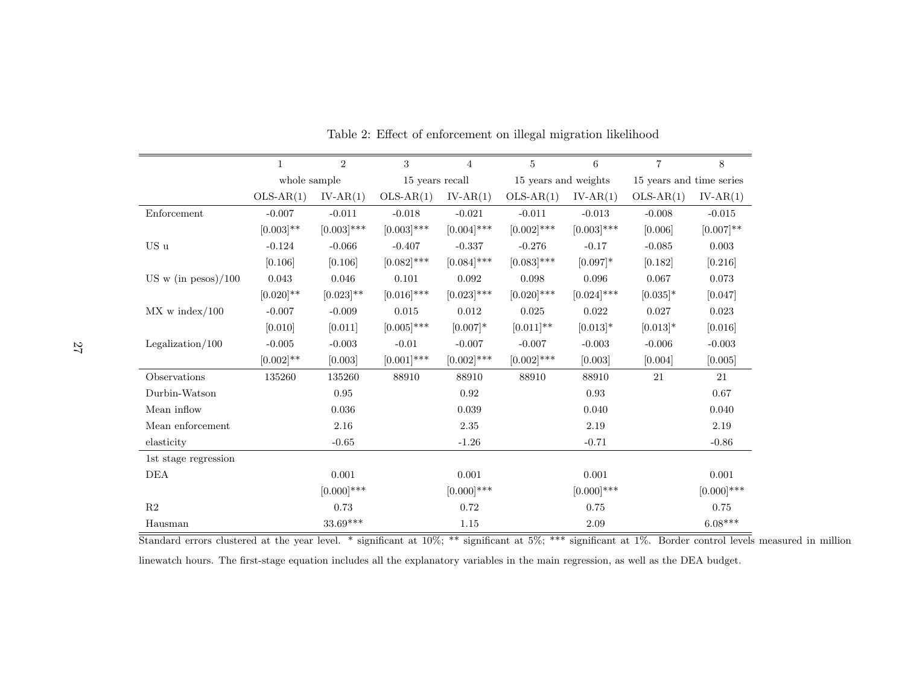Table 2: Effect of enforcement on illegal migration likelihood

| | 1 | 2 | 3 | 4 | 5 | 6 | 7 | 8 |
|---|---|---|---|---|---|---|---|---|
| | whole sample | | 15 years recall | | 15 years and weights | | 15 years and time series | |
| | OLS-AR(1) | IV-AR(1) | OLS-AR(1) | IV-AR(1) | OLS-AR(1) | IV-AR(1) | OLS-AR(1) | IV-AR(1) |
| Enforcement | -0.007 | -0.011 | -0.018 | -0.021 | -0.011 | -0.013 | -0.008 | -0.015 |
| | [0.003]** | [0.003]*** | [0.003]*** | [0.004]*** | [0.002]*** | [0.003]*** | [0.006] | [0.007]** |
| US u | -0.124 | -0.066 | -0.407 | -0.337 | -0.276 | -0.17 | -0.085 | 0.003 |
| | [0.106] | [0.106] | [0.082]*** | [0.084]*** | [0.083]*** | [0.097]* | [0.182] | [0.216] |
| US w (in pesos)/100 | 0.043 | 0.046 | 0.101 | 0.092 | 0.098 | 0.096 | 0.067 | 0.073 |
| | [0.020]** | [0.023]** | [0.016]*** | [0.023]*** | [0.020]*** | [0.024]*** | [0.035]* | [0.047] |
| MX w index/100 | -0.007 | -0.009 | 0.015 | 0.012 | 0.025 | 0.022 | 0.027 | 0.023 |
| | [0.010] | [0.011] | [0.005]*** | [0.007]* | [0.011]** | [0.013]* | [0.013]* | [0.016] |
| Legalization/100 | -0.005 | -0.003 | -0.01 | -0.007 | -0.007 | -0.003 | -0.006 | -0.003 |
| | [0.002]** | [0.003] | [0.001]*** | [0.002]*** | [0.002]*** | [0.003] | [0.004] | [0.005] |
| Observations | 135260 | 135260 | 88910 | 88910 | 88910 | 88910 | 21 | 21 |
| Durbin-Watson | | 0.95 | | 0.92 | | 0.93 | | 0.67 |
| Mean inflow | | 0.036 | | 0.039 | | 0.040 | | 0.040 |
| Mean enforcement | | 2.16 | | 2.35 | | 2.19 | | 2.19 |
| elasticity | | -0.65 | | -1.26 | | -0.71 | | -0.86 |
| 1st stage regression | | | | | | | | |
| DEA | | 0.001 | | 0.001 | | 0.001 | | 0.001 |
| | | [0.000]*** | | [0.000]*** | | [0.000]*** | | [0.000]*** |
| R2 | | 0.73 | | 0.72 | | 0.75 | | 0.75 |
| Hausman | | 33.69*** | | 1.15 | | 2.09 | | 6.08*** |

Standard errors clustered at the year level. * significant at 10%; ** significant at 5%; *** significant at 1%. Border control levels measured in million linewatch hours. The first-stage equation includes all the explanatory variables in the main regression, as well as the DEA budget.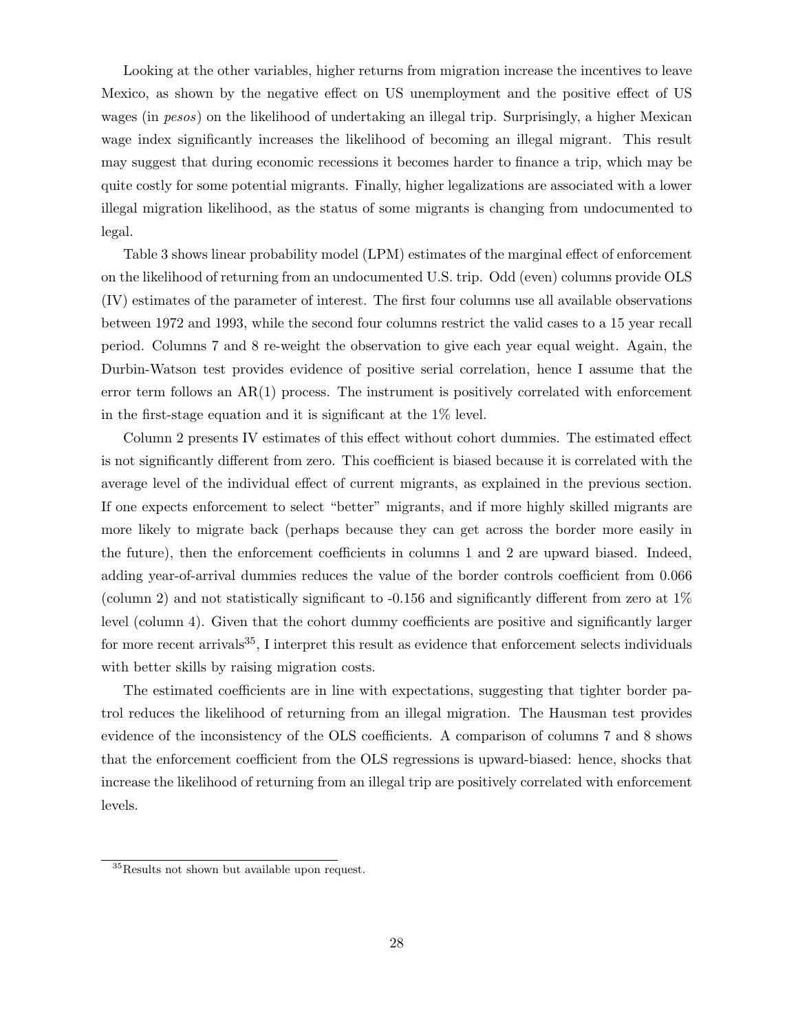Looking at the other variables, higher returns from migration increase the incentives to leave Mexico, as shown by the negative effect on US unemployment and the positive effect of US wages (in *pesos*) on the likelihood of undertaking an illegal trip. Surprisingly, a higher Mexican wage index significantly increases the likelihood of becoming an illegal migrant. This result may suggest that during economic recessions it becomes harder to finance a trip, which may be quite costly for some potential migrants. Finally, higher legalizations are associated with a lower illegal migration likelihood, as the status of some migrants is changing from undocumented to legal.

Table 3 shows linear probability model (LPM) estimates of the marginal effect of enforcement on the likelihood of returning from an undocumented U.S. trip. Odd (even) columns provide OLS (IV) estimates of the parameter of interest. The first four columns use all available observations between 1972 and 1993, while the second four columns restrict the valid cases to a 15 year recall period. Columns 7 and 8 re-weight the observation to give each year equal weight. Again, the Durbin-Watson test provides evidence of positive serial correlation, hence I assume that the error term follows an AR(1) process. The instrument is positively correlated with enforcement in the first-stage equation and it is significant at the 1% level.

Column 2 presents IV estimates of this effect without cohort dummies. The estimated effect is not significantly different from zero. This coefficient is biased because it is correlated with the average level of the individual effect of current migrants, as explained in the previous section. If one expects enforcement to select "better" migrants, and if more highly skilled migrants are more likely to migrate back (perhaps because they can get across the border more easily in the future), then the enforcement coefficients in columns 1 and 2 are upward biased. Indeed, adding year-of-arrival dummies reduces the value of the border controls coefficient from 0.066 (column 2) and not statistically significant to -0.156 and significantly different from zero at 1% level (column 4). Given that the cohort dummy coefficients are positive and significantly larger for more recent arrivals[35], I interpret this result as evidence that enforcement selects individuals with better skills by raising migration costs.

The estimated coefficients are in line with expectations, suggesting that tighter border patrol reduces the likelihood of returning from an illegal migration. The Hausman test provides evidence of the inconsistency of the OLS coefficients. A comparison of columns 7 and 8 shows that the enforcement coefficient from the OLS regressions is upward-biased: hence, shocks that increase the likelihood of returning from an illegal trip are positively correlated with enforcement levels.

[35] Results not shown but available upon request.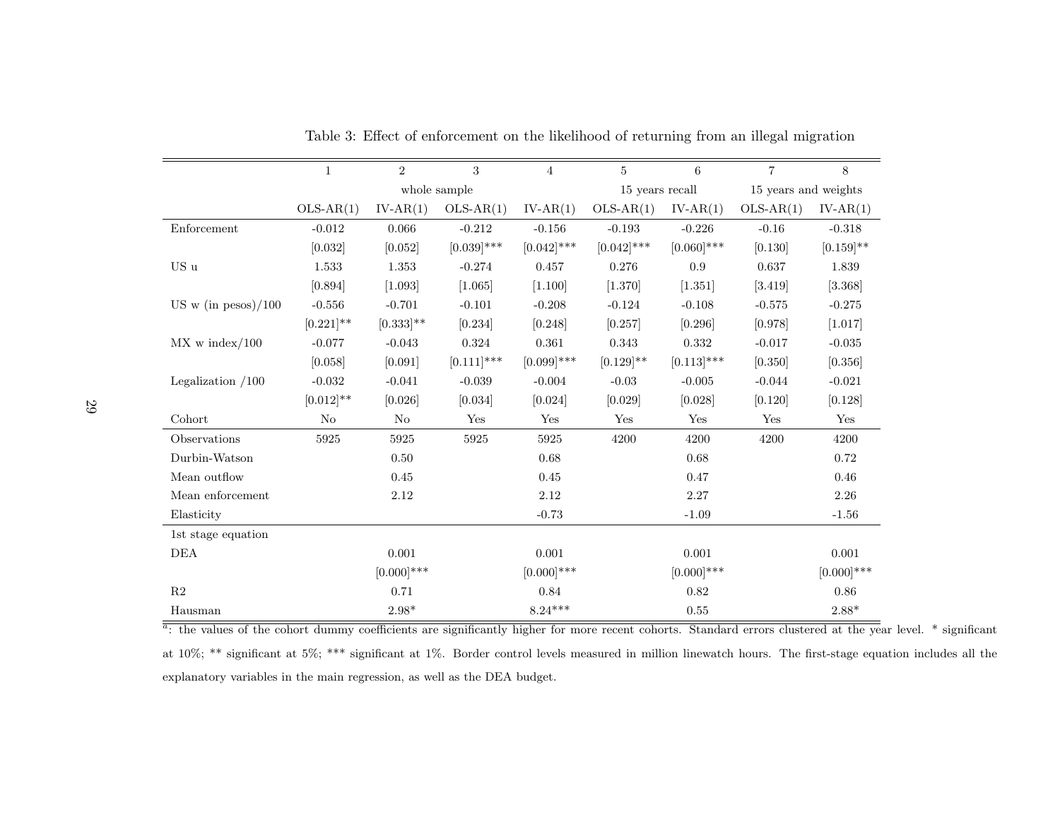Table 3: Effect of enforcement on the likelihood of returning from an illegal migration

| | 1 | 2 | 3 | 4 | 5 | 6 | 7 | 8 |
|---|---|---|---|---|---|---|---|---|
| | | whole sample | | | 15 years recall | | 15 years and weights | |
| | OLS-AR(1) | IV-AR(1) | OLS-AR(1) | IV-AR(1) | OLS-AR(1) | IV-AR(1) | OLS-AR(1) | IV-AR(1) |
| Enforcement | -0.012 | 0.066 | -0.212 | -0.156 | -0.193 | -0.226 | -0.16 | -0.318 |
| | [0.032] | [0.052] | [0.039]*** | [0.042]*** | [0.042]*** | [0.060]*** | [0.130] | [0.159]** |
| US u | 1.533 | 1.353 | -0.274 | 0.457 | 0.276 | 0.9 | 0.637 | 1.839 |
| | [0.894] | [1.093] | [1.065] | [1.100] | [1.370] | [1.351] | [3.419] | [3.368] |
| US w (in pesos)/100 | -0.556 | -0.701 | -0.101 | -0.208 | -0.124 | -0.108 | -0.575 | -0.275 |
| | [0.221]** | [0.333]** | [0.234] | [0.248] | [0.257] | [0.296] | [0.978] | [1.017] |
| MX w index/100 | -0.077 | -0.043 | 0.324 | 0.361 | 0.343 | 0.332 | -0.017 | -0.035 |
| | [0.058] | [0.091] | [0.111]*** | [0.099]*** | [0.129]** | [0.113]*** | [0.350] | [0.356] |
| Legalization /100 | -0.032 | -0.041 | -0.039 | -0.004 | -0.03 | -0.005 | -0.044 | -0.021 |
| | [0.012]** | [0.026] | [0.034] | [0.024] | [0.029] | [0.028] | [0.120] | [0.128] |
| Cohort | No | No | Yes | Yes | Yes | Yes | Yes | Yes |
| Observations | 5925 | 5925 | 5925 | 5925 | 4200 | 4200 | 4200 | 4200 |
| Durbin-Watson | | 0.50 | | 0.68 | | 0.68 | | 0.72 |
| Mean outflow | | 0.45 | | 0.45 | | 0.47 | | 0.46 |
| Mean enforcement | | 2.12 | | 2.12 | | 2.27 | | 2.26 |
| Elasticity | | | | -0.73 | | -1.09 | | -1.56 |
| 1st stage equation | | | | | | | | |
| DEA | | 0.001 | | 0.001 | | 0.001 | | 0.001 |
| | | [0.000]*** | | [0.000]*** | | [0.000]*** | | [0.000]*** |
| R2 | | 0.71 | | 0.84 | | 0.82 | | 0.86 |
| Hausman | | 2.98* | | 8.24*** | | 0.55 | | 2.88* |

[a]: the values of the cohort dummy coefficients are significantly higher for more recent cohorts. Standard errors clustered at the year level. * significant at 10%; ** significant at 5%; *** significant at 1%. Border control levels measured in million linewatch hours. The first-stage equation includes all the explanatory variables in the main regression, as well as the DEA budget.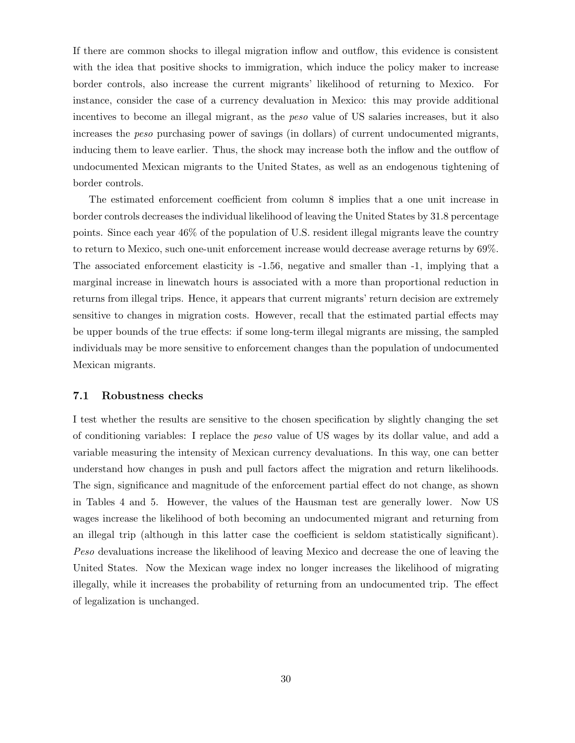If there are common shocks to illegal migration inflow and outflow, this evidence is consistent with the idea that positive shocks to immigration, which induce the policy maker to increase border controls, also increase the current migrants' likelihood of returning to Mexico. For instance, consider the case of a currency devaluation in Mexico: this may provide additional incentives to become an illegal migrant, as the *peso* value of US salaries increases, but it also increases the *peso* purchasing power of savings (in dollars) of current undocumented migrants, inducing them to leave earlier. Thus, the shock may increase both the inflow and the outflow of undocumented Mexican migrants to the United States, as well as an endogenous tightening of border controls.

The estimated enforcement coefficient from column 8 implies that a one unit increase in border controls decreases the individual likelihood of leaving the United States by 31.8 percentage points. Since each year 46% of the population of U.S. resident illegal migrants leave the country to return to Mexico, such one-unit enforcement increase would decrease average returns by 69%. The associated enforcement elasticity is -1.56, negative and smaller than -1, implying that a marginal increase in linewatch hours is associated with a more than proportional reduction in returns from illegal trips. Hence, it appears that current migrants' return decision are extremely sensitive to changes in migration costs. However, recall that the estimated partial effects may be upper bounds of the true effects: if some long-term illegal migrants are missing, the sampled individuals may be more sensitive to enforcement changes than the population of undocumented Mexican migrants.

### 7.1 Robustness checks

I test whether the results are sensitive to the chosen specification by slightly changing the set of conditioning variables: I replace the *peso* value of US wages by its dollar value, and add a variable measuring the intensity of Mexican currency devaluations. In this way, one can better understand how changes in push and pull factors affect the migration and return likelihoods. The sign, significance and magnitude of the enforcement partial effect do not change, as shown in Tables 4 and 5. However, the values of the Hausman test are generally lower. Now US wages increase the likelihood of both becoming an undocumented migrant and returning from an illegal trip (although in this latter case the coefficient is seldom statistically significant). *Peso* devaluations increase the likelihood of leaving Mexico and decrease the one of leaving the United States. Now the Mexican wage index no longer increases the likelihood of migrating illegally, while it increases the probability of returning from an undocumented trip. The effect of legalization is unchanged.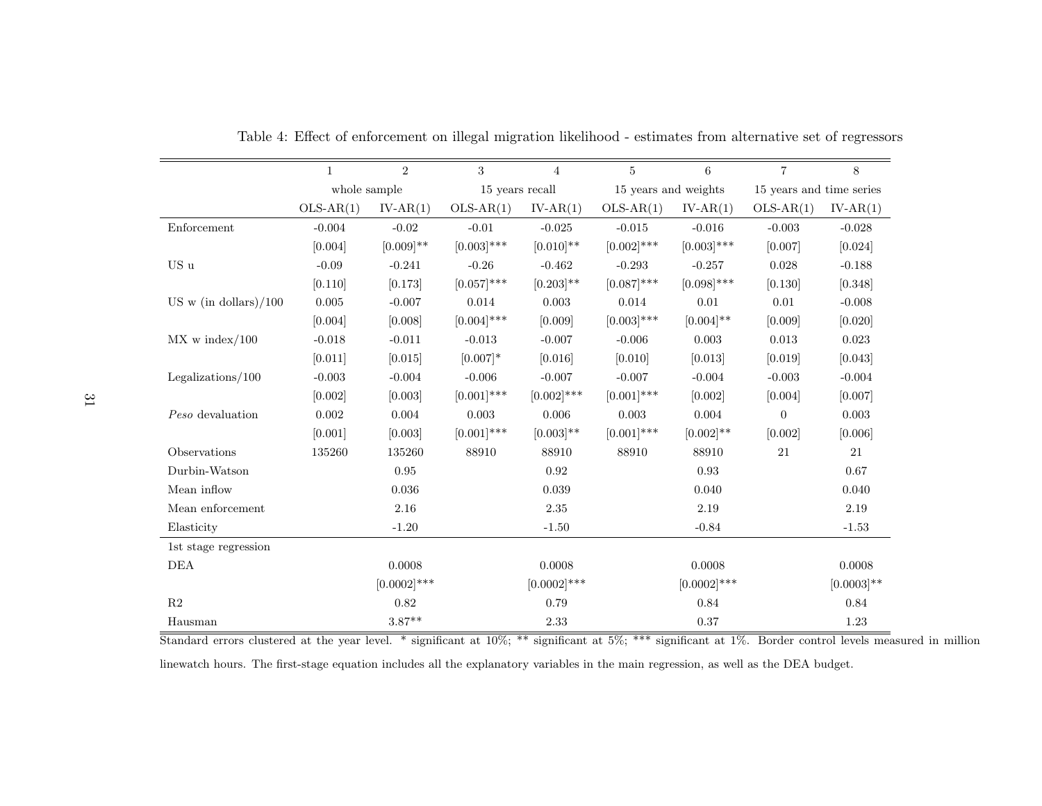Table 4: Effect of enforcement on illegal migration likelihood - estimates from alternative set of regressors

| | 1 | 2 | 3 | 4 | 5 | 6 | 7 | 8 |
|---|---|---|---|---|---|---|---|---|
| | whole sample | | 15 years recall | | 15 years and weights | | 15 years and time series | |
| | OLS-AR(1) | IV-AR(1) | OLS-AR(1) | IV-AR(1) | OLS-AR(1) | IV-AR(1) | OLS-AR(1) | IV-AR(1) |
| Enforcement | -0.004 | -0.02 | -0.01 | -0.025 | -0.015 | -0.016 | -0.003 | -0.028 |
| | [0.004] | [0.009]** | [0.003]*** | [0.010]** | [0.002]*** | [0.003]*** | [0.007] | [0.024] |
| US u | -0.09 | -0.241 | -0.26 | -0.462 | -0.293 | -0.257 | 0.028 | -0.188 |
| | [0.110] | [0.173] | [0.057]*** | [0.203]** | [0.087]*** | [0.098]*** | [0.130] | [0.348] |
| US w (in dollars)/100 | 0.005 | -0.007 | 0.014 | 0.003 | 0.014 | 0.01 | 0.01 | -0.008 |
| | [0.004] | [0.008] | [0.004]*** | [0.009] | [0.003]*** | [0.004]** | [0.009] | [0.020] |
| MX w index/100 | -0.018 | -0.011 | -0.013 | -0.007 | -0.006 | 0.003 | 0.013 | 0.023 |
| | [0.011] | [0.015] | [0.007]* | [0.016] | [0.010] | [0.013] | [0.019] | [0.043] |
| Legalizations/100 | -0.003 | -0.004 | -0.006 | -0.007 | -0.007 | -0.004 | -0.003 | -0.004 |
| | [0.002] | [0.003] | [0.001]*** | [0.002]*** | [0.001]*** | [0.002] | [0.004] | [0.007] |
| *Peso* devaluation | 0.002 | 0.004 | 0.003 | 0.006 | 0.003 | 0.004 | 0 | 0.003 |
| | [0.001] | [0.003] | [0.001]*** | [0.003]** | [0.001]*** | [0.002]** | [0.002] | [0.006] |
| Observations | 135260 | 135260 | 88910 | 88910 | 88910 | 88910 | 21 | 21 |
| Durbin-Watson | | 0.95 | | 0.92 | | 0.93 | | 0.67 |
| Mean inflow | | 0.036 | | 0.039 | | 0.040 | | 0.040 |
| Mean enforcement | | 2.16 | | 2.35 | | 2.19 | | 2.19 |
| Elasticity | | -1.20 | | -1.50 | | -0.84 | | -1.53 |
| 1st stage regression | | | | | | | | |
| DEA | | 0.0008 | | 0.0008 | | 0.0008 | | 0.0008 |
| | | [0.0002]*** | | [0.0002]*** | | [0.0002]*** | | [0.0003]** |
| R2 | | 0.82 | | 0.79 | | 0.84 | | 0.84 |
| Hausman | | 3.87** | | 2.33 | | 0.37 | | 1.23 |

Standard errors clustered at the year level. * significant at 10%; ** significant at 5%; *** significant at 1%. Border control levels measured in million linewatch hours. The first-stage equation includes all the explanatory variables in the main regression, as well as the DEA budget.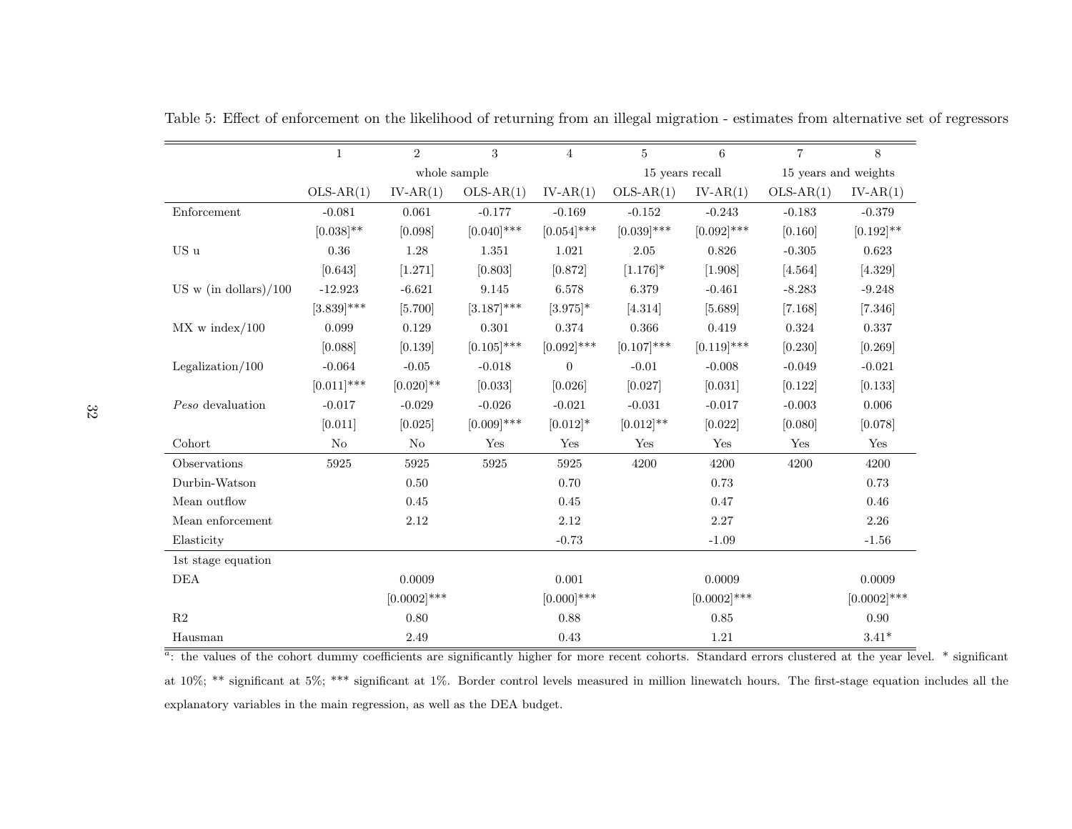Table 5: Effect of enforcement on the likelihood of returning from an illegal migration - estimates from alternative set of regressors

| | 1 | 2 | 3 | 4 | 5 | 6 | 7 | 8 |
|---|---|---|---|---|---|---|---|---|
| | | whole sample | | | 15 years recall | | 15 years and weights | |
| | OLS-AR(1) | IV-AR(1) | OLS-AR(1) | IV-AR(1) | OLS-AR(1) | IV-AR(1) | OLS-AR(1) | IV-AR(1) |
| Enforcement | -0.081 | 0.061 | -0.177 | -0.169 | -0.152 | -0.243 | -0.183 | -0.379 |
| | [0.038]** | [0.098] | [0.040]*** | [0.054]*** | [0.039]*** | [0.092]*** | [0.160] | [0.192]** |
| US u | 0.36 | 1.28 | 1.351 | 1.021 | 2.05 | 0.826 | -0.305 | 0.623 |
| | [0.643] | [1.271] | [0.803] | [0.872] | [1.176]* | [1.908] | [4.564] | [4.329] |
| US w (in dollars)/100 | -12.923 | -6.621 | 9.145 | 6.578 | 6.379 | -0.461 | -8.283 | -9.248 |
| | [3.839]*** | [5.700] | [3.187]*** | [3.975]* | [4.314] | [5.689] | [7.168] | [7.346] |
| MX w index/100 | 0.099 | 0.129 | 0.301 | 0.374 | 0.366 | 0.419 | 0.324 | 0.337 |
| | [0.088] | [0.139] | [0.105]*** | [0.092]*** | [0.107]*** | [0.119]*** | [0.230] | [0.269] |
| Legalization/100 | -0.064 | -0.05 | -0.018 | 0 | -0.01 | -0.008 | -0.049 | -0.021 |
| | [0.011]*** | [0.020]** | [0.033] | [0.026] | [0.027] | [0.031] | [0.122] | [0.133] |
| *Peso* devaluation | -0.017 | -0.029 | -0.026 | -0.021 | -0.031 | -0.017 | -0.003 | 0.006 |
| | [0.011] | [0.025] | [0.009]*** | [0.012]* | [0.012]** | [0.022] | [0.080] | [0.078] |
| Cohort | No | No | Yes | Yes | Yes | Yes | Yes | Yes |
| Observations | 5925 | 5925 | 5925 | 5925 | 4200 | 4200 | 4200 | 4200 |
| Durbin-Watson | | 0.50 | | 0.70 | | 0.73 | | 0.73 |
| Mean outflow | | 0.45 | | 0.45 | | 0.47 | | 0.46 |
| Mean enforcement | | 2.12 | | 2.12 | | 2.27 | | 2.26 |
| Elasticity | | | | -0.73 | | -1.09 | | -1.56 |
| 1st stage equation | | | | | | | | |
| DEA | | 0.0009 | | 0.001 | | 0.0009 | | 0.0009 |
| | | [0.0002]*** | | [0.000]*** | | [0.0002]*** | | [0.0002]*** |
| R2 | | 0.80 | | 0.88 | | 0.85 | | 0.90 |
| Hausman | | 2.49 | | 0.43 | | 1.21 | | 3.41* |

[a]: the values of the cohort dummy coefficients are significantly higher for more recent cohorts. Standard errors clustered at the year level. * significant at 10%; ** significant at 5%; *** significant at 1%. Border control levels measured in million linewatch hours. The first-stage equation includes all the explanatory variables in the main regression, as well as the DEA budget.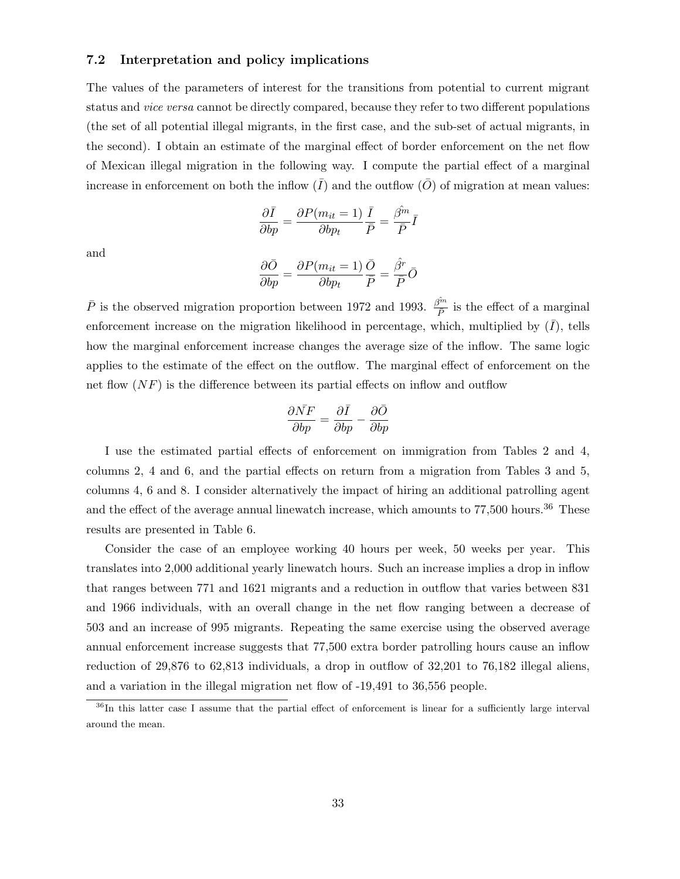### 7.2 Interpretation and policy implications

The values of the parameters of interest for the transitions from potential to current migrant status and *vice versa* cannot be directly compared, because they refer to two different populations (the set of all potential illegal migrants, in the first case, and the sub-set of actual migrants, in the second). I obtain an estimate of the marginal effect of border enforcement on the net flow of Mexican illegal migration in the following way. I compute the partial effect of a marginal increase in enforcement on both the inflow ($\bar{I}$) and the outflow ($\bar{O}$) of migration at mean values:

$$\frac{\partial \bar{I}}{\partial bp} = \frac{\partial P(m_{it} = 1)}{\partial bp_t} \frac{\bar{I}}{\bar{P}} = \frac{\hat{\beta^m}}{\bar{P}} \bar{I}$$

and

$$\frac{\partial \bar{O}}{\partial bp} = \frac{\partial P(m_{it} = 1)}{\partial bp_t} \frac{\bar{O}}{\bar{P}} = \frac{\hat{\beta^r}}{\bar{P}} \bar{O}$$

$\bar{P}$ is the observed migration proportion between 1972 and 1993. $\frac{\hat{\beta^m}}{\bar{P}}$ is the effect of a marginal enforcement increase on the migration likelihood in percentage, which, multiplied by ($\bar{I}$), tells how the marginal enforcement increase changes the average size of the inflow. The same logic applies to the estimate of the effect on the outflow. The marginal effect of enforcement on the net flow ($NF$) is the difference between its partial effects on inflow and outflow

$$\frac{\partial \bar{NF}}{\partial bp} = \frac{\partial \bar{I}}{\partial bp} - \frac{\partial \bar{O}}{\partial bp}$$

I use the estimated partial effects of enforcement on immigration from Tables 2 and 4, columns 2, 4 and 6, and the partial effects on return from a migration from Tables 3 and 5, columns 4, 6 and 8. I consider alternatively the impact of hiring an additional patrolling agent and the effect of the average annual linewatch increase, which amounts to 77,500 hours.[36] These results are presented in Table 6.

Consider the case of an employee working 40 hours per week, 50 weeks per year. This translates into 2,000 additional yearly linewatch hours. Such an increase implies a drop in inflow that ranges between 771 and 1621 migrants and a reduction in outflow that varies between 831 and 1966 individuals, with an overall change in the net flow ranging between a decrease of 503 and an increase of 995 migrants. Repeating the same exercise using the observed average annual enforcement increase suggests that 77,500 extra border patrolling hours cause an inflow reduction of 29,876 to 62,813 individuals, a drop in outflow of 32,201 to 76,182 illegal aliens, and a variation in the illegal migration net flow of -19,491 to 36,556 people.

[36] In this latter case I assume that the partial effect of enforcement is linear for a sufficiently large interval around the mean.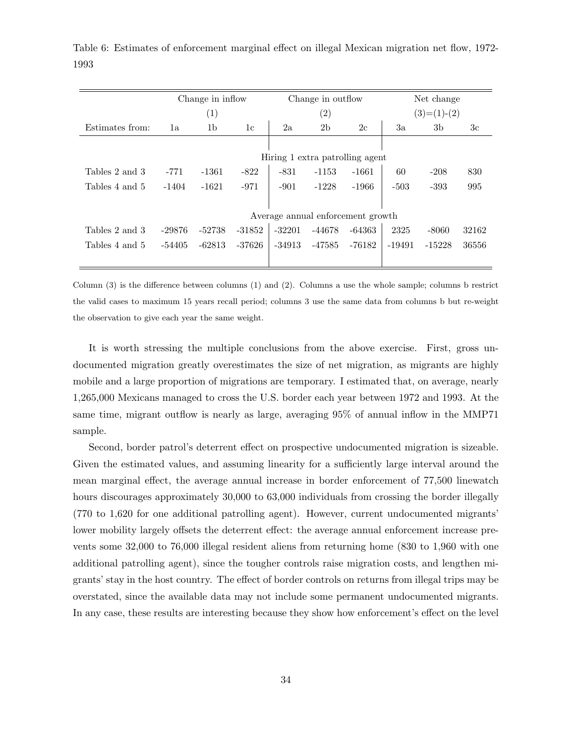Table 6: Estimates of enforcement marginal effect on illegal Mexican migration net flow, 1972-1993

| | Change in inflow | | | Change in outflow | | | Net change | | |
|---|---|---|---|---|---|---|---|---|---|
| | (1) | | | (2) | | | (3)=(1)-(2) | | |
| Estimates from: | 1a | 1b | 1c | 2a | 2b | 2c | 3a | 3b | 3c |
| | | | | Hiring 1 extra patrolling agent | | | | | |
| Tables 2 and 3 | -771 | -1361 | -822 | -831 | -1153 | -1661 | 60 | -208 | 830 |
| Tables 4 and 5 | -1404 | -1621 | -971 | -901 | -1228 | -1966 | -503 | -393 | 995 |
| | | | | Average annual enforcement growth | | | | | |
| Tables 2 and 3 | -29876 | -52738 | -31852 | -32201 | -44678 | -64363 | 2325 | -8060 | 32162 |
| Tables 4 and 5 | -54405 | -62813 | -37626 | -34913 | -47585 | -76182 | -19491 | -15228 | 36556 |

Column (3) is the difference between columns (1) and (2). Columns a use the whole sample; columns b restrict the valid cases to maximum 15 years recall period; columns 3 use the same data from columns b but re-weight the observation to give each year the same weight.

It is worth stressing the multiple conclusions from the above exercise. First, gross undocumented migration greatly overestimates the size of net migration, as migrants are highly mobile and a large proportion of migrations are temporary. I estimated that, on average, nearly 1,265,000 Mexicans managed to cross the U.S. border each year between 1972 and 1993. At the same time, migrant outflow is nearly as large, averaging 95% of annual inflow in the MMP71 sample.

Second, border patrol's deterrent effect on prospective undocumented migration is sizeable. Given the estimated values, and assuming linearity for a sufficiently large interval around the mean marginal effect, the average annual increase in border enforcement of 77,500 linewatch hours discourages approximately 30,000 to 63,000 individuals from crossing the border illegally (770 to 1,620 for one additional patrolling agent). However, current undocumented migrants' lower mobility largely offsets the deterrent effect: the average annual enforcement increase prevents some 32,000 to 76,000 illegal resident aliens from returning home (830 to 1,960 with one additional patrolling agent), since the tougher controls raise migration costs, and lengthen migrants' stay in the host country. The effect of border controls on returns from illegal trips may be overstated, since the available data may not include some permanent undocumented migrants. In any case, these results are interesting because they show how enforcement's effect on the level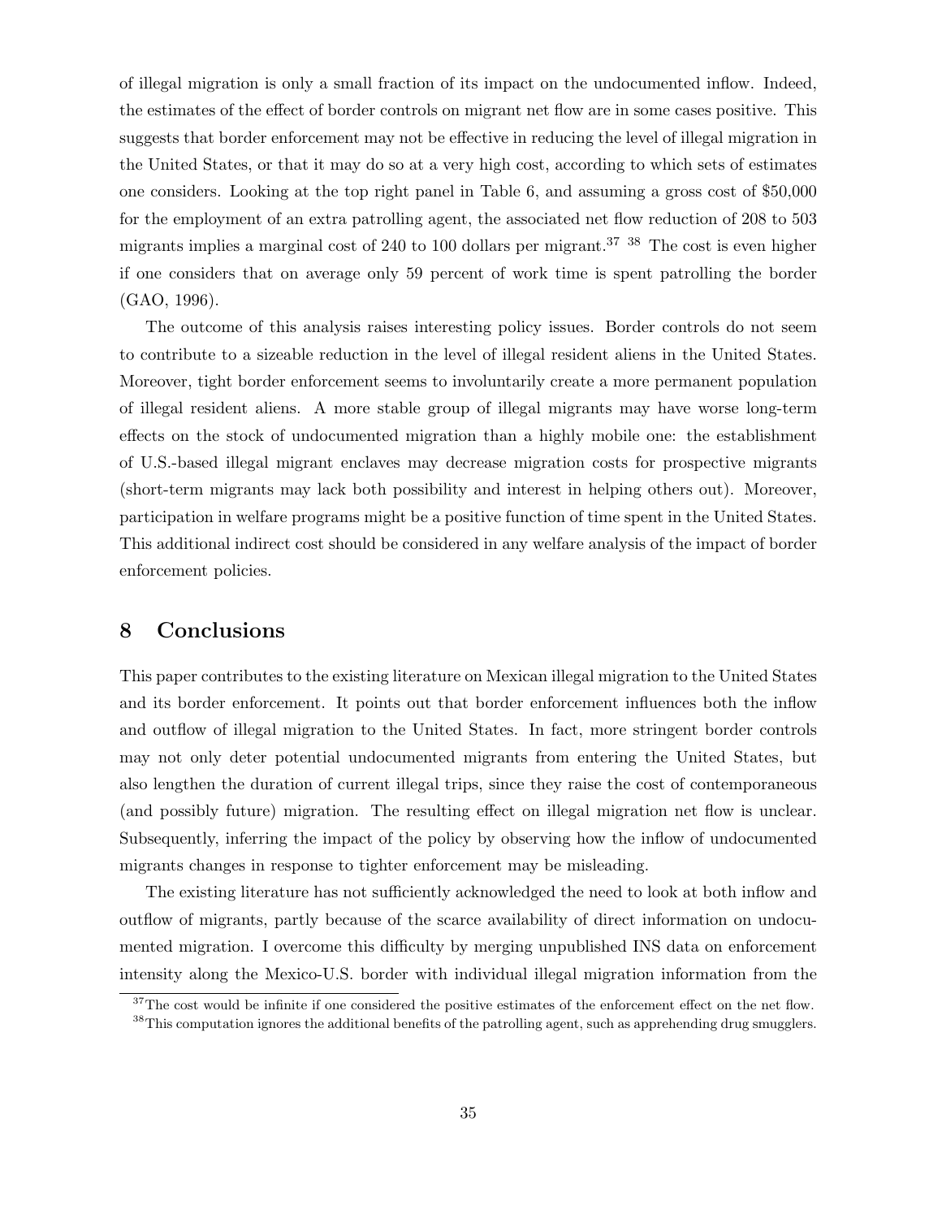of illegal migration is only a small fraction of its impact on the undocumented inflow. Indeed, the estimates of the effect of border controls on migrant net flow are in some cases positive. This suggests that border enforcement may not be effective in reducing the level of illegal migration in the United States, or that it may do so at a very high cost, according to which sets of estimates one considers. Looking at the top right panel in Table 6, and assuming a gross cost of $50,000 for the employment of an extra patrolling agent, the associated net flow reduction of 208 to 503 migrants implies a marginal cost of 240 to 100 dollars per migrant.[37] [38] The cost is even higher if one considers that on average only 59 percent of work time is spent patrolling the border (GAO, 1996).

The outcome of this analysis raises interesting policy issues. Border controls do not seem to contribute to a sizeable reduction in the level of illegal resident aliens in the United States. Moreover, tight border enforcement seems to involuntarily create a more permanent population of illegal resident aliens. A more stable group of illegal migrants may have worse long-term effects on the stock of undocumented migration than a highly mobile one: the establishment of U.S.-based illegal migrant enclaves may decrease migration costs for prospective migrants (short-term migrants may lack both possibility and interest in helping others out). Moreover, participation in welfare programs might be a positive function of time spent in the United States. This additional indirect cost should be considered in any welfare analysis of the impact of border enforcement policies.

## 8 Conclusions

This paper contributes to the existing literature on Mexican illegal migration to the United States and its border enforcement. It points out that border enforcement influences both the inflow and outflow of illegal migration to the United States. In fact, more stringent border controls may not only deter potential undocumented migrants from entering the United States, but also lengthen the duration of current illegal trips, since they raise the cost of contemporaneous (and possibly future) migration. The resulting effect on illegal migration net flow is unclear. Subsequently, inferring the impact of the policy by observing how the inflow of undocumented migrants changes in response to tighter enforcement may be misleading.

The existing literature has not sufficiently acknowledged the need to look at both inflow and outflow of migrants, partly because of the scarce availability of direct information on undocumented migration. I overcome this difficulty by merging unpublished INS data on enforcement intensity along the Mexico-U.S. border with individual illegal migration information from the

[37] The cost would be infinite if one considered the positive estimates of the enforcement effect on the net flow.

[38] This computation ignores the additional benefits of the patrolling agent, such as apprehending drug smugglers.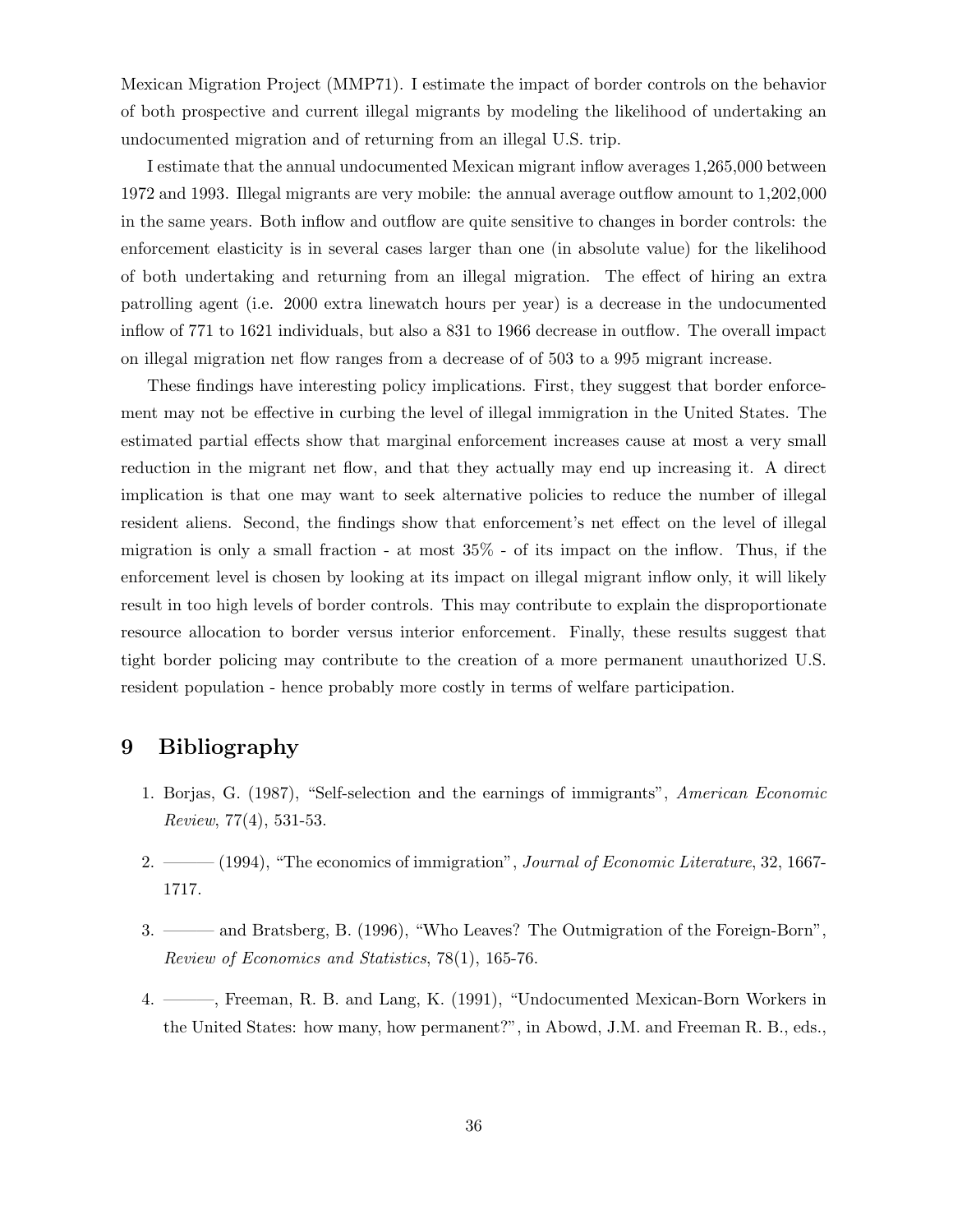Mexican Migration Project (MMP71). I estimate the impact of border controls on the behavior of both prospective and current illegal migrants by modeling the likelihood of undertaking an undocumented migration and of returning from an illegal U.S. trip.

I estimate that the annual undocumented Mexican migrant inflow averages 1,265,000 between 1972 and 1993. Illegal migrants are very mobile: the annual average outflow amount to 1,202,000 in the same years. Both inflow and outflow are quite sensitive to changes in border controls: the enforcement elasticity is in several cases larger than one (in absolute value) for the likelihood of both undertaking and returning from an illegal migration. The effect of hiring an extra patrolling agent (i.e. 2000 extra linewatch hours per year) is a decrease in the undocumented inflow of 771 to 1621 individuals, but also a 831 to 1966 decrease in outflow. The overall impact on illegal migration net flow ranges from a decrease of of 503 to a 995 migrant increase.

These findings have interesting policy implications. First, they suggest that border enforcement may not be effective in curbing the level of illegal immigration in the United States. The estimated partial effects show that marginal enforcement increases cause at most a very small reduction in the migrant net flow, and that they actually may end up increasing it. A direct implication is that one may want to seek alternative policies to reduce the number of illegal resident aliens. Second, the findings show that enforcement's net effect on the level of illegal migration is only a small fraction - at most 35% - of its impact on the inflow. Thus, if the enforcement level is chosen by looking at its impact on illegal migrant inflow only, it will likely result in too high levels of border controls. This may contribute to explain the disproportionate resource allocation to border versus interior enforcement. Finally, these results suggest that tight border policing may contribute to the creation of a more permanent unauthorized U.S. resident population - hence probably more costly in terms of welfare participation.

# 9 Bibliography

1. Borjas, G. (1987), "Self-selection and the earnings of immigrants", *American Economic Review*, 77(4), 531-53.

2. ——— (1994), "The economics of immigration", *Journal of Economic Literature*, 32, 1667-1717.

3. ——— and Bratsberg, B. (1996), "Who Leaves? The Outmigration of the Foreign-Born", *Review of Economics and Statistics*, 78(1), 165-76.

4. ———, Freeman, R. B. and Lang, K. (1991), "Undocumented Mexican-Born Workers in the United States: how many, how permanent?", in Abowd, J.M. and Freeman R. B., eds.,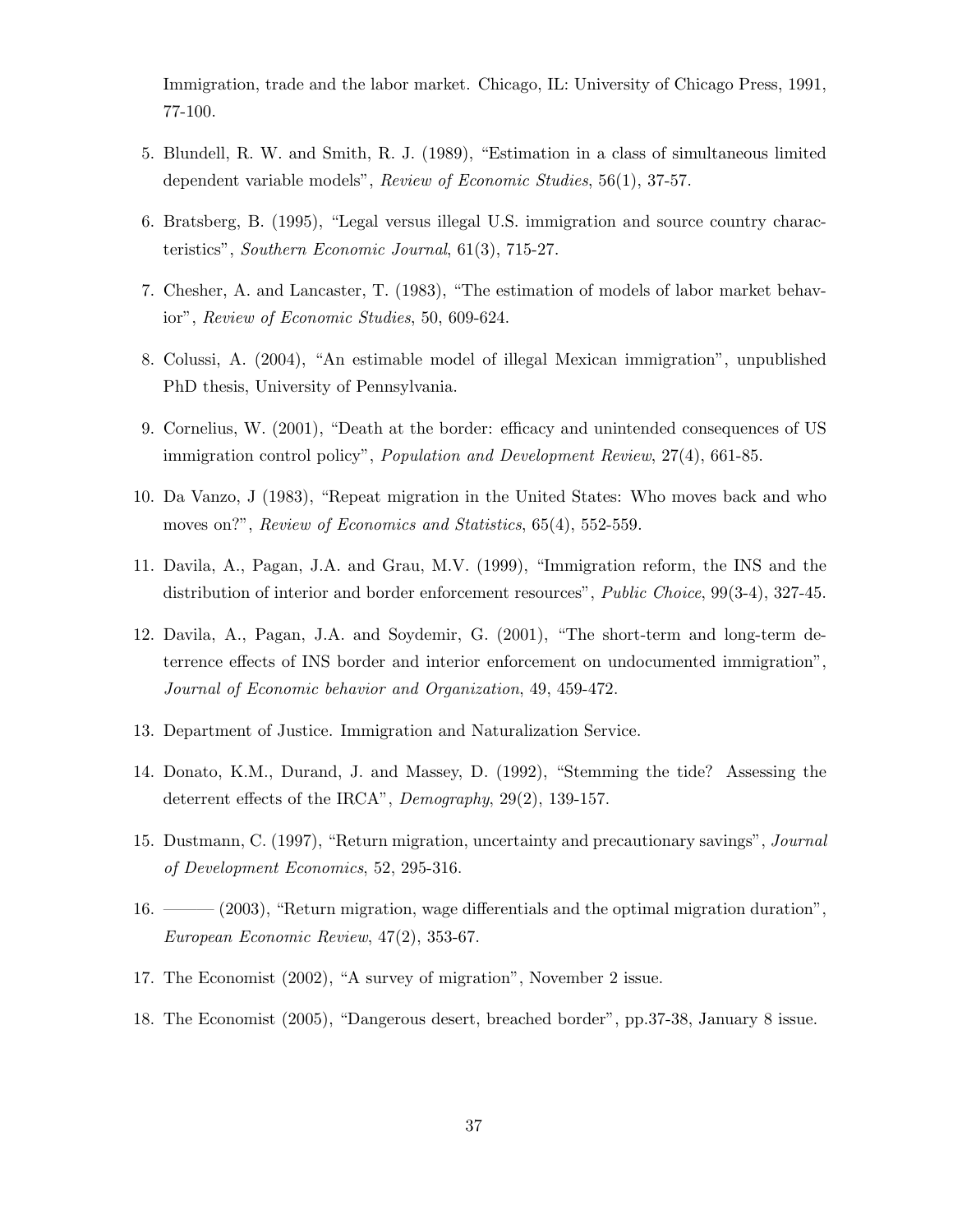Immigration, trade and the labor market. Chicago, IL: University of Chicago Press, 1991, 77-100.

5. Blundell, R. W. and Smith, R. J. (1989), "Estimation in a class of simultaneous limited dependent variable models", *Review of Economic Studies*, 56(1), 37-57.

6. Bratsberg, B. (1995), "Legal versus illegal U.S. immigration and source country characteristics", *Southern Economic Journal*, 61(3), 715-27.

7. Chesher, A. and Lancaster, T. (1983), "The estimation of models of labor market behavior", *Review of Economic Studies*, 50, 609-624.

8. Colussi, A. (2004), "An estimable model of illegal Mexican immigration", unpublished PhD thesis, University of Pennsylvania.

9. Cornelius, W. (2001), "Death at the border: efficacy and unintended consequences of US immigration control policy", *Population and Development Review*, 27(4), 661-85.

10. Da Vanzo, J (1983), "Repeat migration in the United States: Who moves back and who moves on?", *Review of Economics and Statistics*, 65(4), 552-559.

11. Davila, A., Pagan, J.A. and Grau, M.V. (1999), "Immigration reform, the INS and the distribution of interior and border enforcement resources", *Public Choice*, 99(3-4), 327-45.

12. Davila, A., Pagan, J.A. and Soydemir, G. (2001), "The short-term and long-term deterrence effects of INS border and interior enforcement on undocumented immigration", *Journal of Economic behavior and Organization*, 49, 459-472.

13. Department of Justice. Immigration and Naturalization Service.

14. Donato, K.M., Durand, J. and Massey, D. (1992), "Stemming the tide? Assessing the deterrent effects of the IRCA", *Demography*, 29(2), 139-157.

15. Dustmann, C. (1997), "Return migration, uncertainty and precautionary savings", *Journal of Development Economics*, 52, 295-316.

16. ——— (2003), "Return migration, wage differentials and the optimal migration duration", *European Economic Review*, 47(2), 353-67.

17. The Economist (2002), "A survey of migration", November 2 issue.

18. The Economist (2005), "Dangerous desert, breached border", pp.37-38, January 8 issue.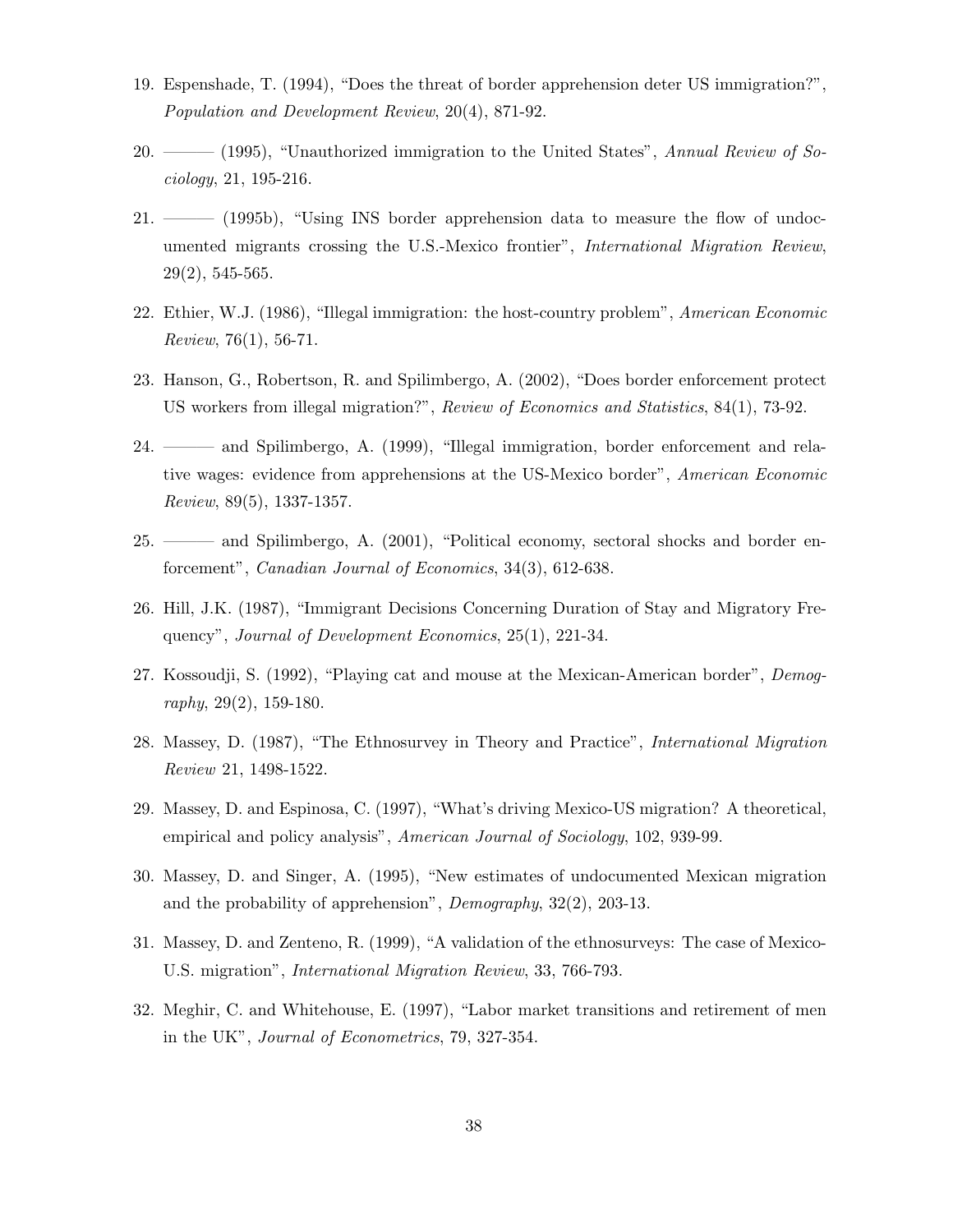19. Espenshade, T. (1994), “Does the threat of border apprehension deter US immigration?”, *Population and Development Review*, 20(4), 871-92.

20. ——— (1995), “Unauthorized immigration to the United States”, *Annual Review of Sociology*, 21, 195-216.

21. ——— (1995b), “Using INS border apprehension data to measure the flow of undocumented migrants crossing the U.S.-Mexico frontier”, *International Migration Review*, 29(2), 545-565.

22. Ethier, W.J. (1986), “Illegal immigration: the host-country problem”, *American Economic Review*, 76(1), 56-71.

23. Hanson, G., Robertson, R. and Spilimbergo, A. (2002), “Does border enforcement protect US workers from illegal migration?”, *Review of Economics and Statistics*, 84(1), 73-92.

24. ——— and Spilimbergo, A. (1999), “Illegal immigration, border enforcement and relative wages: evidence from apprehensions at the US-Mexico border”, *American Economic Review*, 89(5), 1337-1357.

25. ——— and Spilimbergo, A. (2001), “Political economy, sectoral shocks and border enforcement”, *Canadian Journal of Economics*, 34(3), 612-638.

26. Hill, J.K. (1987), “Immigrant Decisions Concerning Duration of Stay and Migratory Frequency”, *Journal of Development Economics*, 25(1), 221-34.

27. Kossoudji, S. (1992), “Playing cat and mouse at the Mexican-American border”, *Demography*, 29(2), 159-180.

28. Massey, D. (1987), “The Ethnosurvey in Theory and Practice”, *International Migration Review* 21, 1498-1522.

29. Massey, D. and Espinosa, C. (1997), “What’s driving Mexico-US migration? A theoretical, empirical and policy analysis”, *American Journal of Sociology*, 102, 939-99.

30. Massey, D. and Singer, A. (1995), “New estimates of undocumented Mexican migration and the probability of apprehension”, *Demography*, 32(2), 203-13.

31. Massey, D. and Zenteno, R. (1999), “A validation of the ethnosurveys: The case of Mexico-U.S. migration”, *International Migration Review*, 33, 766-793.

32. Meghir, C. and Whitehouse, E. (1997), “Labor market transitions and retirement of men in the UK”, *Journal of Econometrics*, 79, 327-354.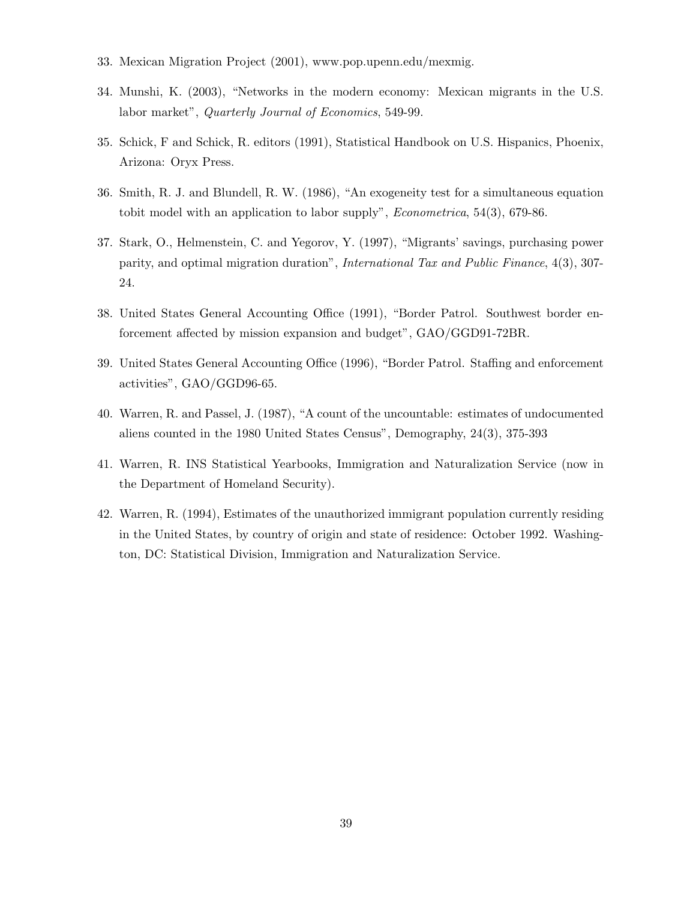33. Mexican Migration Project (2001), www.pop.upenn.edu/mexmig.

34. Munshi, K. (2003), "Networks in the modern economy: Mexican migrants in the U.S. labor market", *Quarterly Journal of Economics*, 549-99.

35. Schick, F and Schick, R. editors (1991), Statistical Handbook on U.S. Hispanics, Phoenix, Arizona: Oryx Press.

36. Smith, R. J. and Blundell, R. W. (1986), "An exogeneity test for a simultaneous equation tobit model with an application to labor supply", *Econometrica*, 54(3), 679-86.

37. Stark, O., Helmenstein, C. and Yegorov, Y. (1997), "Migrants' savings, purchasing power parity, and optimal migration duration", *International Tax and Public Finance*, 4(3), 307-24.

38. United States General Accounting Office (1991), "Border Patrol. Southwest border enforcement affected by mission expansion and budget", GAO/GGD91-72BR.

39. United States General Accounting Office (1996), "Border Patrol. Staffing and enforcement activities", GAO/GGD96-65.

40. Warren, R. and Passel, J. (1987), "A count of the uncountable: estimates of undocumented aliens counted in the 1980 United States Census", Demography, 24(3), 375-393

41. Warren, R. INS Statistical Yearbooks, Immigration and Naturalization Service (now in the Department of Homeland Security).

42. Warren, R. (1994), Estimates of the unauthorized immigrant population currently residing in the United States, by country of origin and state of residence: October 1992. Washington, DC: Statistical Division, Immigration and Naturalization Service.